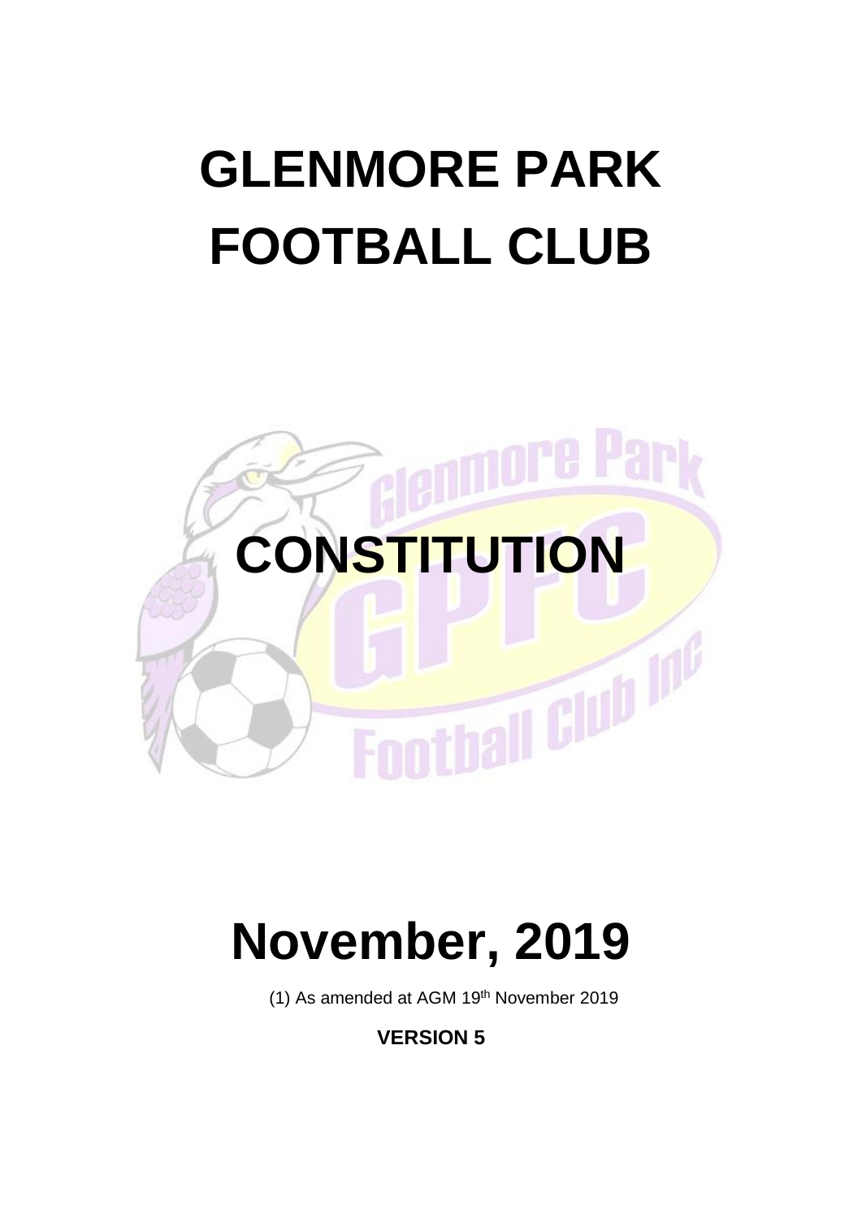# GLENMORE PARK FOOTBALL CLUB

# CONSTITUTION

# November, 2019

(1) As amended at AGM 19th November 2019

**VERSION 5**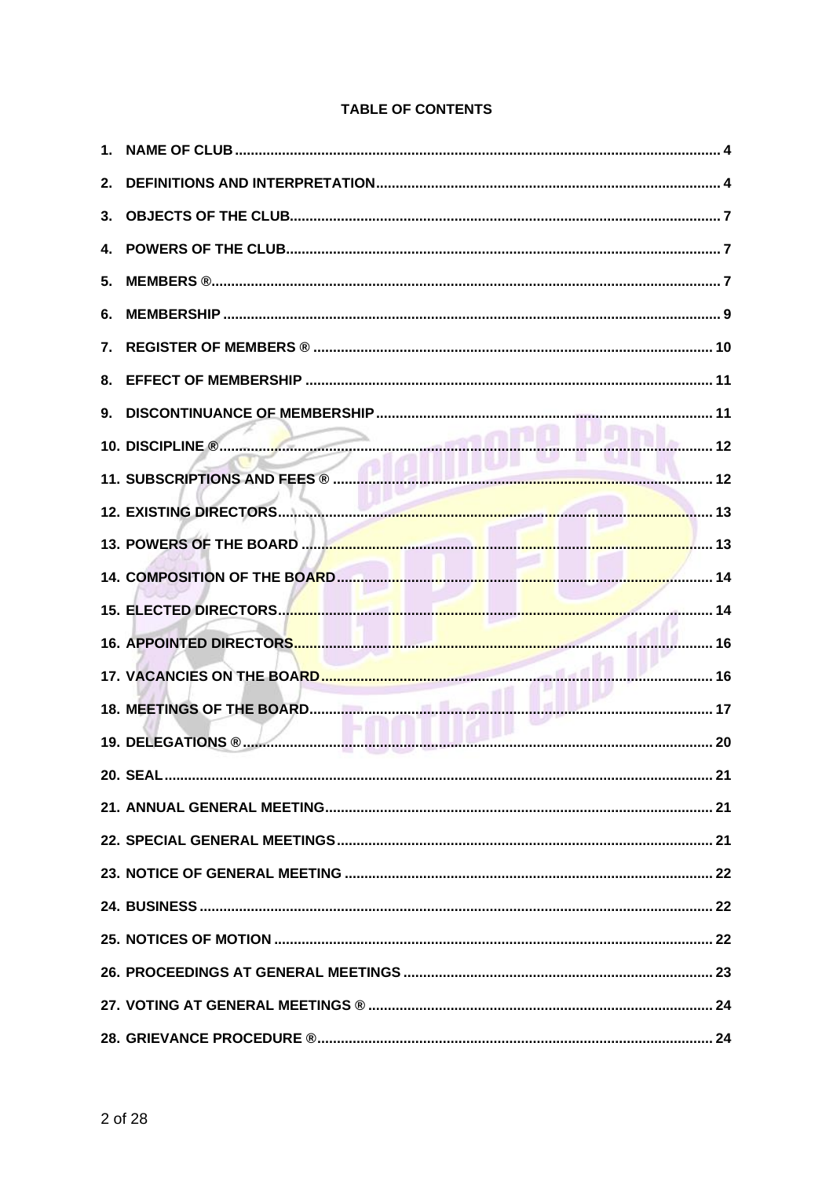**TABLE OF CONTENTS**

1. NAME OF CLUB ........ 4
2. DEFINITIONS AND INTERPRETATION ........ 4
3. OBJECTS OF THE CLUB ........ 7
4. POWERS OF THE CLUB ........ 7
5. MEMBERS ® ........ 7
6. MEMBERSHIP ........ 9
7. REGISTER OF MEMBERS ® ........ 10
8. EFFECT OF MEMBERSHIP ........ 11
9. DISCONTINUANCE OF MEMBERSHIP ........ 11
10. DISCIPLINE ® ........ 12
11. SUBSCRIPTIONS AND FEES ® ........ 12
12. EXISTING DIRECTORS ........ 13
13. POWERS OF THE BOARD ........ 13
14. COMPOSITION OF THE BOARD ........ 14
15. ELECTED DIRECTORS ........ 14
16. APPOINTED DIRECTORS ........ 16
17. VACANCIES ON THE BOARD ........ 16
18. MEETINGS OF THE BOARD ........ 17
19. DELEGATIONS ® ........ 20
20. SEAL ........ 21
21. ANNUAL GENERAL MEETING ........ 21
22. SPECIAL GENERAL MEETINGS ........ 21
23. NOTICE OF GENERAL MEETING ........ 22
24. BUSINESS ........ 22
25. NOTICES OF MOTION ........ 22
26. PROCEEDINGS AT GENERAL MEETINGS ........ 23
27. VOTING AT GENERAL MEETINGS ® ........ 24
28. GRIEVANCE PROCEDURE ® ........ 24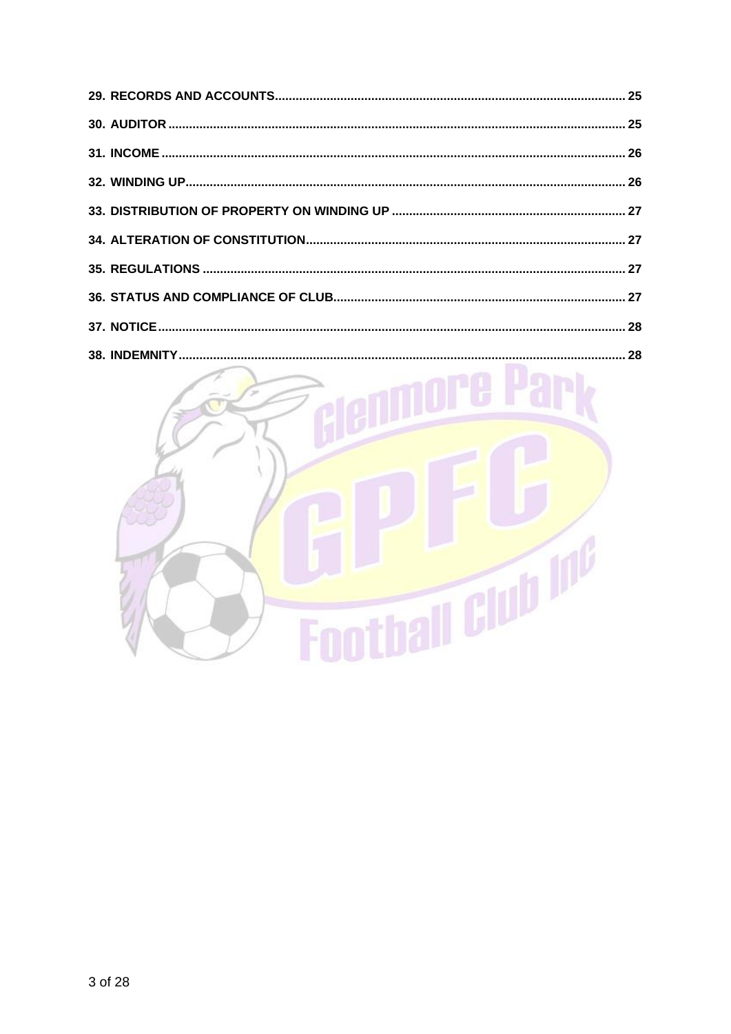**29. RECORDS AND ACCOUNTS** .......... 25

**30. AUDITOR** .......... 25

**31. INCOME** .......... 26

**32. WINDING UP** .......... 26

**33. DISTRIBUTION OF PROPERTY ON WINDING UP** .......... 27

**34. ALTERATION OF CONSTITUTION** .......... 27

**35. REGULATIONS** .......... 27

**36. STATUS AND COMPLIANCE OF CLUB** .......... 27

**37. NOTICE** .......... 28

**38. INDEMNITY** .......... 28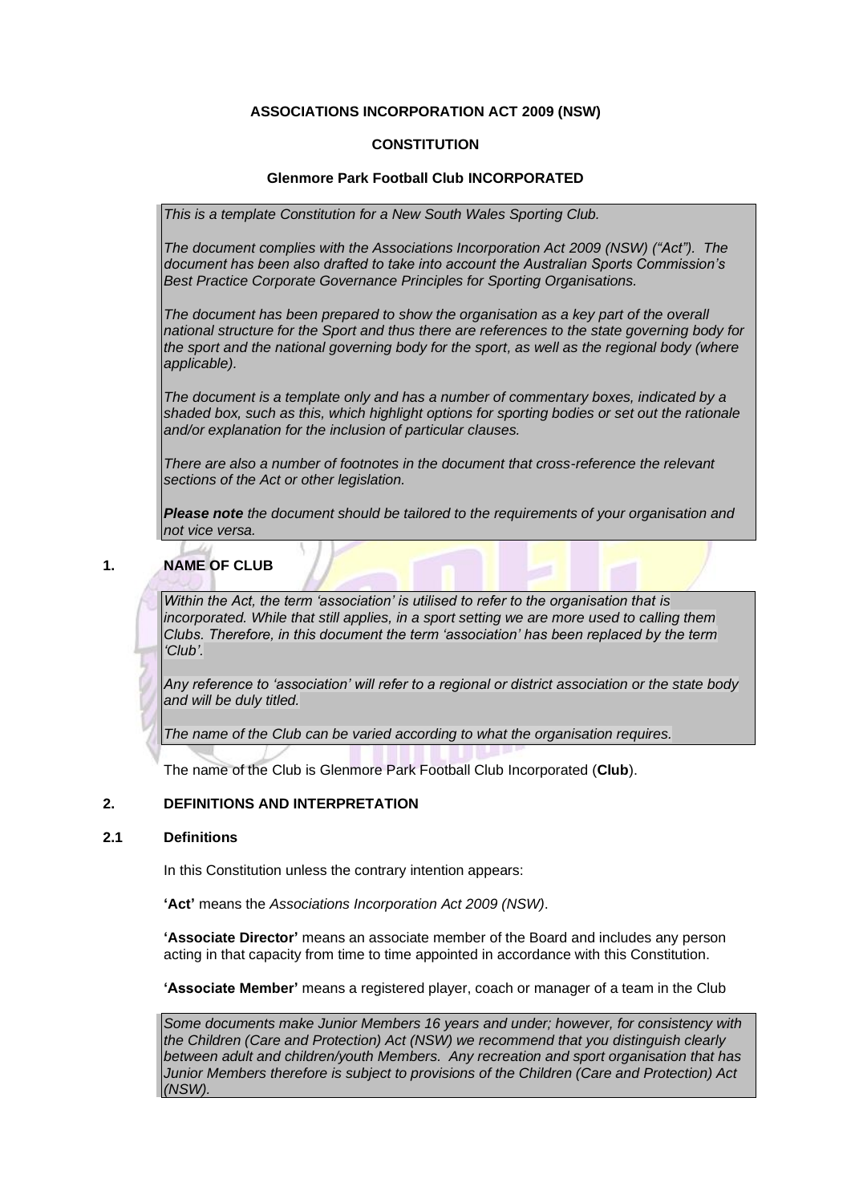**ASSOCIATIONS INCORPORATION ACT 2009 (NSW)**

**CONSTITUTION**

**Glenmore Park Football Club INCORPORATED**

> *This is a template Constitution for a New South Wales Sporting Club.*
>
> *The document complies with the Associations Incorporation Act 2009 (NSW) ("Act"). The document has been also drafted to take into account the Australian Sports Commission's Best Practice Corporate Governance Principles for Sporting Organisations.*
>
> *The document has been prepared to show the organisation as a key part of the overall national structure for the Sport and thus there are references to the state governing body for the sport and the national governing body for the sport, as well as the regional body (where applicable).*
>
> *The document is a template only and has a number of commentary boxes, indicated by a shaded box, such as this, which highlight options for sporting bodies or set out the rationale and/or explanation for the inclusion of particular clauses.*
>
> *There are also a number of footnotes in the document that cross-reference the relevant sections of the Act or other legislation.*
>
> ***Please note** the document should be tailored to the requirements of your organisation and not vice versa.*

## 1. NAME OF CLUB

> *Within the Act, the term 'association' is utilised to refer to the organisation that is incorporated. While that still applies, in a sport setting we are more used to calling them Clubs. Therefore, in this document the term 'association' has been replaced by the term 'Club'.*
>
> *Any reference to 'association' will refer to a regional or district association or the state body and will be duly titled.*
>
> *The name of the Club can be varied according to what the organisation requires.*

The name of the Club is Glenmore Park Football Club Incorporated (**Club**).

## 2. DEFINITIONS AND INTERPRETATION

### 2.1 Definitions

In this Constitution unless the contrary intention appears:

**'Act'** means the *Associations Incorporation Act 2009 (NSW)*.

**'Associate Director'** means an associate member of the Board and includes any person acting in that capacity from time to time appointed in accordance with this Constitution.

**'Associate Member'** means a registered player, coach or manager of a team in the Club

> *Some documents make Junior Members 16 years and under; however, for consistency with the Children (Care and Protection) Act (NSW) we recommend that you distinguish clearly between adult and children/youth Members. Any recreation and sport organisation that has Junior Members therefore is subject to provisions of the Children (Care and Protection) Act (NSW).*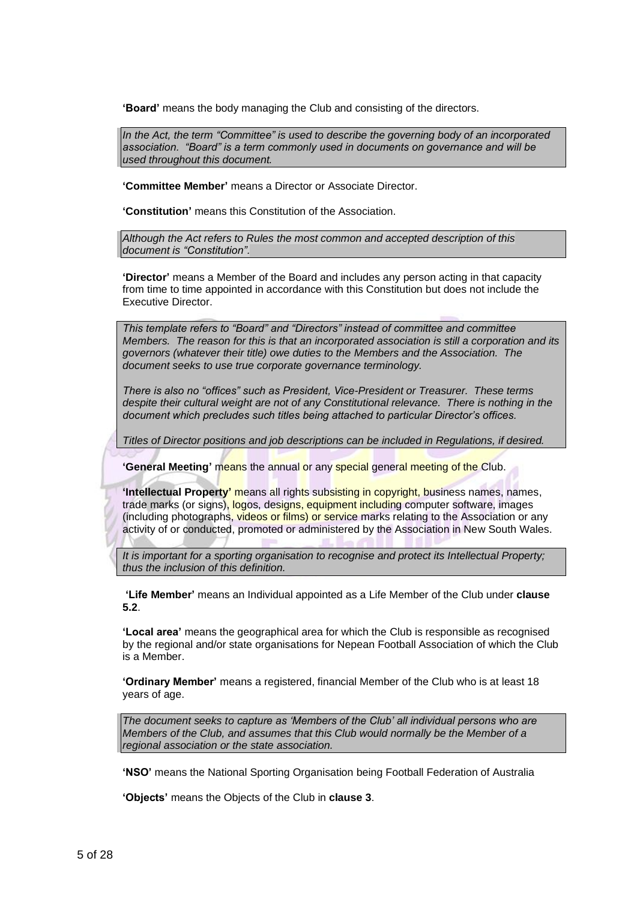**'Board'** means the body managing the Club and consisting of the directors.

> *In the Act, the term "Committee" is used to describe the governing body of an incorporated association. "Board" is a term commonly used in documents on governance and will be used throughout this document.*

**'Committee Member'** means a Director or Associate Director.

**'Constitution'** means this Constitution of the Association.

> *Although the Act refers to Rules the most common and accepted description of this document is "Constitution".*

**'Director'** means a Member of the Board and includes any person acting in that capacity from time to time appointed in accordance with this Constitution but does not include the Executive Director.

> *This template refers to "Board" and "Directors" instead of committee and committee Members. The reason for this is that an incorporated association is still a corporation and its governors (whatever their title) owe duties to the Members and the Association. The document seeks to use true corporate governance terminology.*
>
> *There is also no "offices" such as President, Vice-President or Treasurer. These terms despite their cultural weight are not of any Constitutional relevance. There is nothing in the document which precludes such titles being attached to particular Director's offices.*
>
> *Titles of Director positions and job descriptions can be included in Regulations, if desired.*

**'General Meeting'** means the annual or any special general meeting of the Club.

**'Intellectual Property'** means all rights subsisting in copyright, business names, names, trade marks (or signs), logos, designs, equipment including computer software, images (including photographs, videos or films) or service marks relating to the Association or any activity of or conducted, promoted or administered by the Association in New South Wales.

> *It is important for a sporting organisation to recognise and protect its Intellectual Property; thus the inclusion of this definition.*

**'Life Member'** means an Individual appointed as a Life Member of the Club under **clause 5.2**.

**'Local area'** means the geographical area for which the Club is responsible as recognised by the regional and/or state organisations for Nepean Football Association of which the Club is a Member.

**'Ordinary Member'** means a registered, financial Member of the Club who is at least 18 years of age.

> *The document seeks to capture as 'Members of the Club' all individual persons who are Members of the Club, and assumes that this Club would normally be the Member of a regional association or the state association.*

**'NSO'** means the National Sporting Organisation being Football Federation of Australia

**'Objects'** means the Objects of the Club in **clause 3**.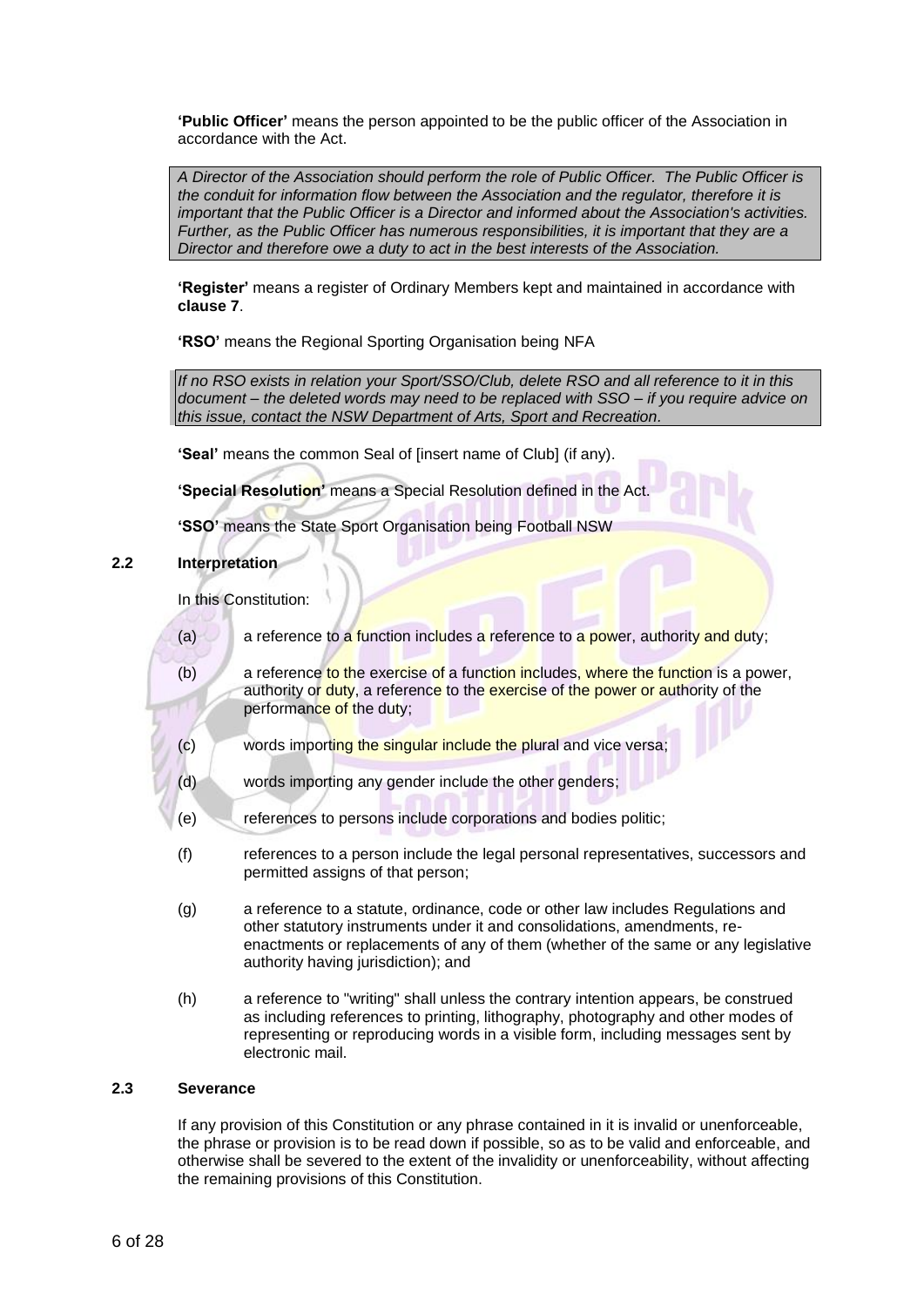**'Public Officer'** means the person appointed to be the public officer of the Association in accordance with the Act.

> *A Director of the Association should perform the role of Public Officer. The Public Officer is the conduit for information flow between the Association and the regulator, therefore it is important that the Public Officer is a Director and informed about the Association's activities. Further, as the Public Officer has numerous responsibilities, it is important that they are a Director and therefore owe a duty to act in the best interests of the Association.*

**'Register'** means a register of Ordinary Members kept and maintained in accordance with **clause 7**.

**'RSO'** means the Regional Sporting Organisation being NFA

> *If no RSO exists in relation your Sport/SSO/Club, delete RSO and all reference to it in this document – the deleted words may need to be replaced with SSO – if you require advice on this issue, contact the NSW Department of Arts, Sport and Recreation.*

**'Seal'** means the common Seal of [insert name of Club] (if any).

**'Special Resolution'** means a Special Resolution defined in the Act.

**'SSO'** means the State Sport Organisation being Football NSW

### 2.2 Interpretation

In this Constitution:

(a) a reference to a function includes a reference to a power, authority and duty;

(b) a reference to the exercise of a function includes, where the function is a power, authority or duty, a reference to the exercise of the power or authority of the performance of the duty;

(c) words importing the singular include the plural and vice versa;

(d) words importing any gender include the other genders;

(e) references to persons include corporations and bodies politic;

(f) references to a person include the legal personal representatives, successors and permitted assigns of that person;

(g) a reference to a statute, ordinance, code or other law includes Regulations and other statutory instruments under it and consolidations, amendments, re-enactments or replacements of any of them (whether of the same or any legislative authority having jurisdiction); and

(h) a reference to "writing" shall unless the contrary intention appears, be construed as including references to printing, lithography, photography and other modes of representing or reproducing words in a visible form, including messages sent by electronic mail.

### 2.3 Severance

If any provision of this Constitution or any phrase contained in it is invalid or unenforceable, the phrase or provision is to be read down if possible, so as to be valid and enforceable, and otherwise shall be severed to the extent of the invalidity or unenforceability, without affecting the remaining provisions of this Constitution.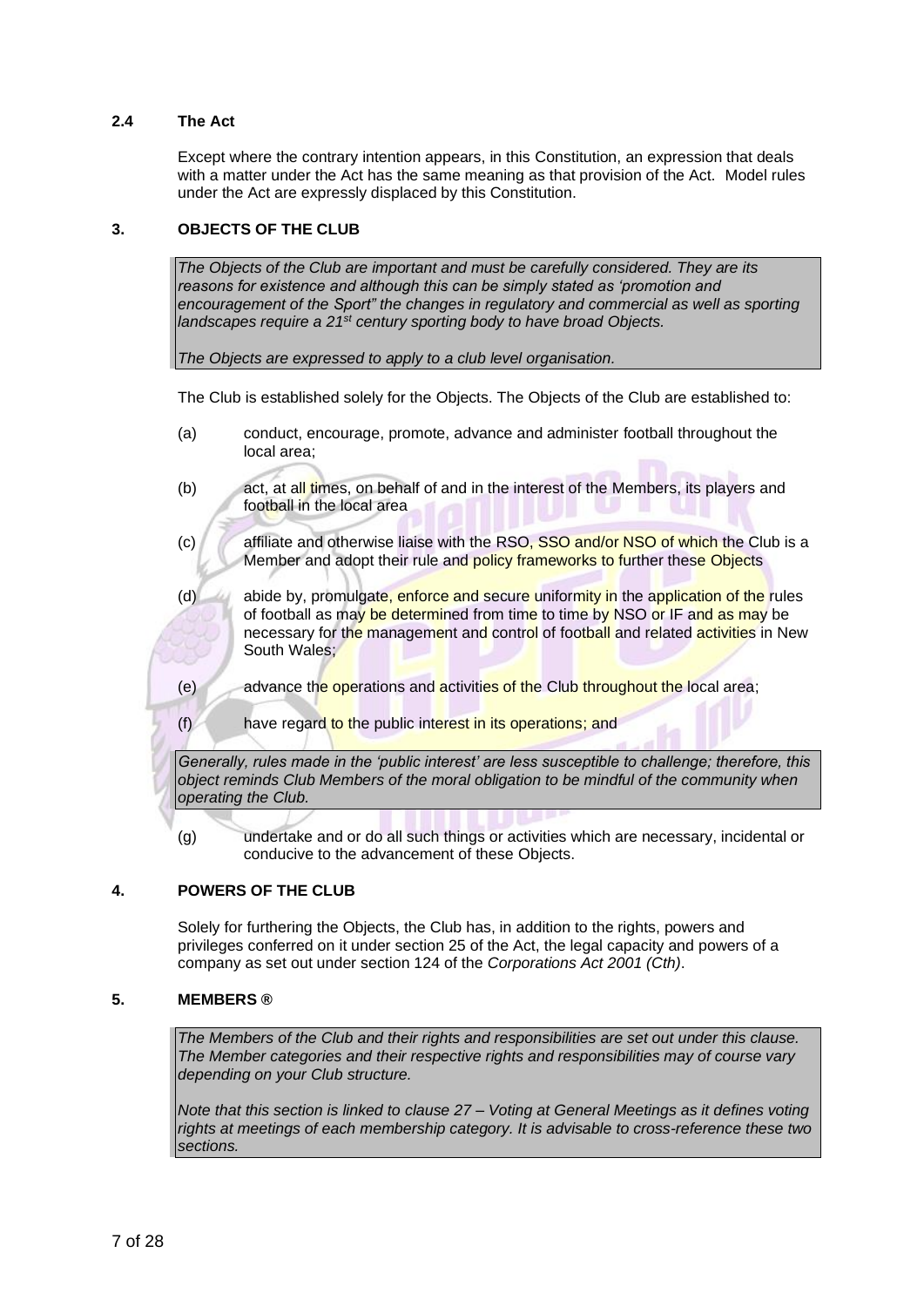### 2.4 The Act

Except where the contrary intention appears, in this Constitution, an expression that deals with a matter under the Act has the same meaning as that provision of the Act. Model rules under the Act are expressly displaced by this Constitution.

## 3. OBJECTS OF THE CLUB

> *The Objects of the Club are important and must be carefully considered. They are its reasons for existence and although this can be simply stated as 'promotion and encouragement of the Sport" the changes in regulatory and commercial as well as sporting landscapes require a 21st century sporting body to have broad Objects.*
>
> *The Objects are expressed to apply to a club level organisation.*

The Club is established solely for the Objects. The Objects of the Club are established to:

(a) conduct, encourage, promote, advance and administer football throughout the local area;

(b) act, at all times, on behalf of and in the interest of the Members, its players and football in the local area

(c) affiliate and otherwise liaise with the RSO, SSO and/or NSO of which the Club is a Member and adopt their rule and policy frameworks to further these Objects

(d) abide by, promulgate, enforce and secure uniformity in the application of the rules of football as may be determined from time to time by NSO or IF and as may be necessary for the management and control of football and related activities in New South Wales;

(e) advance the operations and activities of the Club throughout the local area;

(f) have regard to the public interest in its operations; and

> *Generally, rules made in the 'public interest' are less susceptible to challenge; therefore, this object reminds Club Members of the moral obligation to be mindful of the community when operating the Club.*

(g) undertake and or do all such things or activities which are necessary, incidental or conducive to the advancement of these Objects.

## 4. POWERS OF THE CLUB

Solely for furthering the Objects, the Club has, in addition to the rights, powers and privileges conferred on it under section 25 of the Act, the legal capacity and powers of a company as set out under section 124 of the *Corporations Act 2001 (Cth)*.

## 5. MEMBERS ®

> *The Members of the Club and their rights and responsibilities are set out under this clause. The Member categories and their respective rights and responsibilities may of course vary depending on your Club structure.*
>
> *Note that this section is linked to clause 27 – Voting at General Meetings as it defines voting rights at meetings of each membership category. It is advisable to cross-reference these two sections.*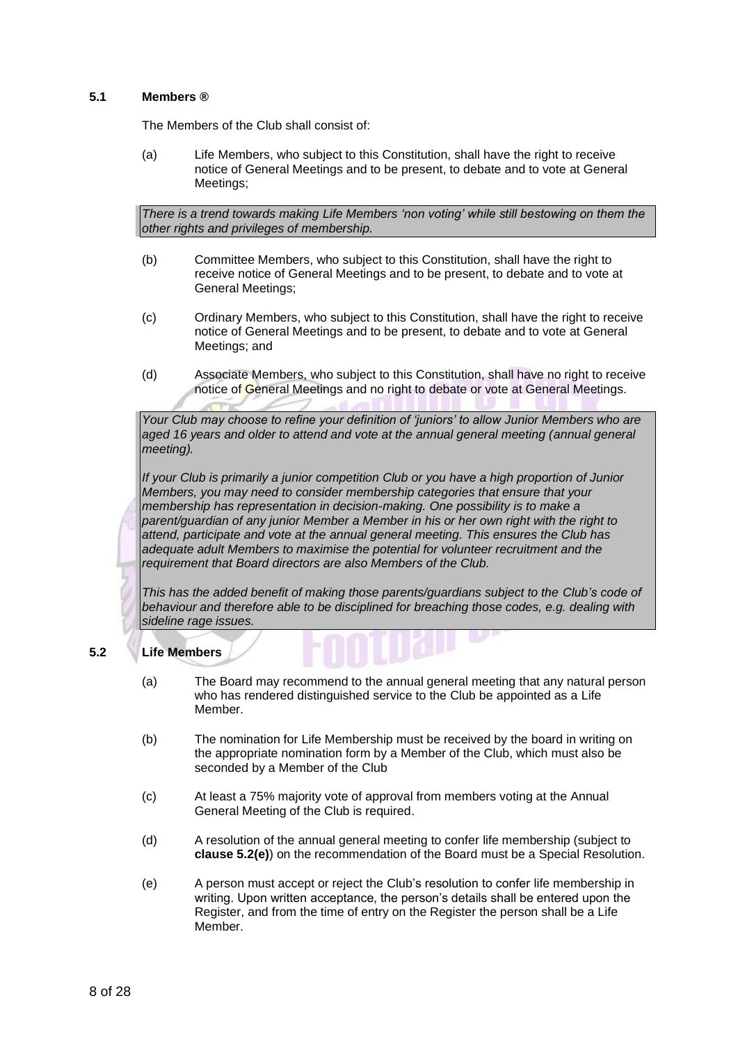### 5.1 Members ®

The Members of the Club shall consist of:

(a) Life Members, who subject to this Constitution, shall have the right to receive notice of General Meetings and to be present, to debate and to vote at General Meetings;

*There is a trend towards making Life Members 'non voting' while still bestowing on them the other rights and privileges of membership.*

(b) Committee Members, who subject to this Constitution, shall have the right to receive notice of General Meetings and to be present, to debate and to vote at General Meetings;

(c) Ordinary Members, who subject to this Constitution, shall have the right to receive notice of General Meetings and to be present, to debate and to vote at General Meetings; and

(d) Associate Members, who subject to this Constitution, shall have no right to receive notice of General Meetings and no right to debate or vote at General Meetings.

*Your Club may choose to refine your definition of 'juniors' to allow Junior Members who are aged 16 years and older to attend and vote at the annual general meeting (annual general meeting).*

*If your Club is primarily a junior competition Club or you have a high proportion of Junior Members, you may need to consider membership categories that ensure that your membership has representation in decision-making. One possibility is to make a parent/guardian of any junior Member a Member in his or her own right with the right to attend, participate and vote at the annual general meeting. This ensures the Club has adequate adult Members to maximise the potential for volunteer recruitment and the requirement that Board directors are also Members of the Club.*

*This has the added benefit of making those parents/guardians subject to the Club's code of behaviour and therefore able to be disciplined for breaching those codes, e.g. dealing with sideline rage issues.*

### 5.2 Life Members

(a) The Board may recommend to the annual general meeting that any natural person who has rendered distinguished service to the Club be appointed as a Life Member.

(b) The nomination for Life Membership must be received by the board in writing on the appropriate nomination form by a Member of the Club, which must also be seconded by a Member of the Club

(c) At least a 75% majority vote of approval from members voting at the Annual General Meeting of the Club is required.

(d) A resolution of the annual general meeting to confer life membership (subject to **clause 5.2(e)**) on the recommendation of the Board must be a Special Resolution.

(e) A person must accept or reject the Club's resolution to confer life membership in writing. Upon written acceptance, the person's details shall be entered upon the Register, and from the time of entry on the Register the person shall be a Life Member.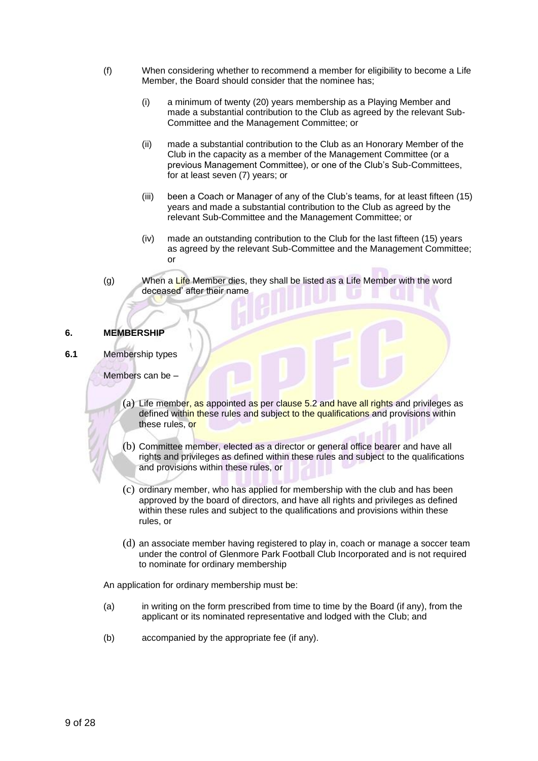(f) When considering whether to recommend a member for eligibility to become a Life Member, the Board should consider that the nominee has;

(i) a minimum of twenty (20) years membership as a Playing Member and made a substantial contribution to the Club as agreed by the relevant Sub-Committee and the Management Committee; or

(ii) made a substantial contribution to the Club as an Honorary Member of the Club in the capacity as a member of the Management Committee (or a previous Management Committee), or one of the Club's Sub-Committees, for at least seven (7) years; or

(iii) been a Coach or Manager of any of the Club's teams, for at least fifteen (15) years and made a substantial contribution to the Club as agreed by the relevant Sub-Committee and the Management Committee; or

(iv) made an outstanding contribution to the Club for the last fifteen (15) years as agreed by the relevant Sub-Committee and the Management Committee; or

(g) When a Life Member dies, they shall be listed as a Life Member with the word deceased' after their name

**6. MEMBERSHIP**

**6.1** Membership types

Members can be –

(a) Life member, as appointed as per clause 5.2 and have all rights and privileges as defined within these rules and subject to the qualifications and provisions within these rules, or

(b) Committee member, elected as a director or general office bearer and have all rights and privileges as defined within these rules and subject to the qualifications and provisions within these rules, or

(c) ordinary member, who has applied for membership with the club and has been approved by the board of directors, and have all rights and privileges as defined within these rules and subject to the qualifications and provisions within these rules, or

(d) an associate member having registered to play in, coach or manage a soccer team under the control of Glenmore Park Football Club Incorporated and is not required to nominate for ordinary membership

An application for ordinary membership must be:

(a) in writing on the form prescribed from time to time by the Board (if any), from the applicant or its nominated representative and lodged with the Club; and

(b) accompanied by the appropriate fee (if any).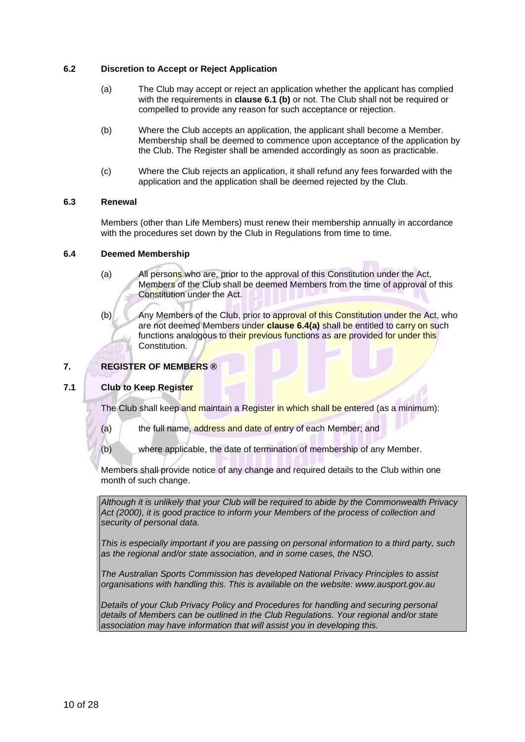### 6.2 Discretion to Accept or Reject Application

(a) The Club may accept or reject an application whether the applicant has complied with the requirements in **clause 6.1 (b)** or not. The Club shall not be required or compelled to provide any reason for such acceptance or rejection.

(b) Where the Club accepts an application, the applicant shall become a Member. Membership shall be deemed to commence upon acceptance of the application by the Club. The Register shall be amended accordingly as soon as practicable.

(c) Where the Club rejects an application, it shall refund any fees forwarded with the application and the application shall be deemed rejected by the Club.

### 6.3 Renewal

Members (other than Life Members) must renew their membership annually in accordance with the procedures set down by the Club in Regulations from time to time.

### 6.4 Deemed Membership

(a) All persons who are, prior to the approval of this Constitution under the Act, Members of the Club shall be deemed Members from the time of approval of this Constitution under the Act.

(b) Any Members of the Club, prior to approval of this Constitution under the Act, who are not deemed Members under **clause 6.4(a)** shall be entitled to carry on such functions analogous to their previous functions as are provided for under this Constitution.

## 7. REGISTER OF MEMBERS ®

### 7.1 Club to Keep Register

The Club shall keep and maintain a Register in which shall be entered (as a minimum):

(a) the full name, address and date of entry of each Member; and

(b) where applicable, the date of termination of membership of any Member.

Members shall provide notice of any change and required details to the Club within one month of such change.

*Although it is unlikely that your Club will be required to abide by the Commonwealth Privacy Act (2000), it is good practice to inform your Members of the process of collection and security of personal data.*

*This is especially important if you are passing on personal information to a third party, such as the regional and/or state association, and in some cases, the NSO.*

*The Australian Sports Commission has developed National Privacy Principles to assist organisations with handling this. This is available on the website: www.ausport.gov.au*

*Details of your Club Privacy Policy and Procedures for handling and securing personal details of Members can be outlined in the Club Regulations. Your regional and/or state association may have information that will assist you in developing this.*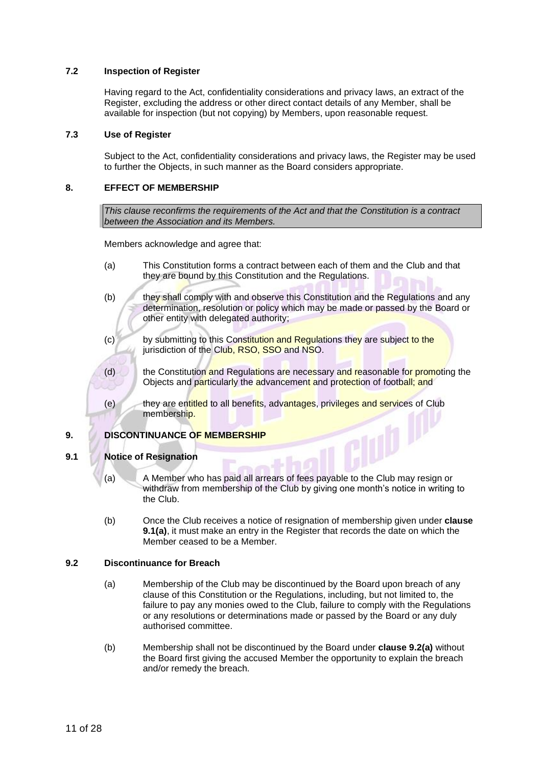### 7.2 Inspection of Register

Having regard to the Act, confidentiality considerations and privacy laws, an extract of the Register, excluding the address or other direct contact details of any Member, shall be available for inspection (but not copying) by Members, upon reasonable request.

### 7.3 Use of Register

Subject to the Act, confidentiality considerations and privacy laws, the Register may be used to further the Objects, in such manner as the Board considers appropriate.

## 8. EFFECT OF MEMBERSHIP

*This clause reconfirms the requirements of the Act and that the Constitution is a contract between the Association and its Members.*

Members acknowledge and agree that:

(a) This Constitution forms a contract between each of them and the Club and that they are bound by this Constitution and the Regulations.

(b) they shall comply with and observe this Constitution and the Regulations and any determination, resolution or policy which may be made or passed by the Board or other entity with delegated authority;

(c) by submitting to this Constitution and Regulations they are subject to the jurisdiction of the Club, RSO, SSO and NSO.

(d) the Constitution and Regulations are necessary and reasonable for promoting the Objects and particularly the advancement and protection of football; and

(e) they are entitled to all benefits, advantages, privileges and services of Club membership.

## 9. DISCONTINUANCE OF MEMBERSHIP

### 9.1 Notice of Resignation

(a) A Member who has paid all arrears of fees payable to the Club may resign or withdraw from membership of the Club by giving one month's notice in writing to the Club.

(b) Once the Club receives a notice of resignation of membership given under **clause 9.1(a)**, it must make an entry in the Register that records the date on which the Member ceased to be a Member.

### 9.2 Discontinuance for Breach

(a) Membership of the Club may be discontinued by the Board upon breach of any clause of this Constitution or the Regulations, including, but not limited to, the failure to pay any monies owed to the Club, failure to comply with the Regulations or any resolutions or determinations made or passed by the Board or any duly authorised committee.

(b) Membership shall not be discontinued by the Board under **clause 9.2(a)** without the Board first giving the accused Member the opportunity to explain the breach and/or remedy the breach.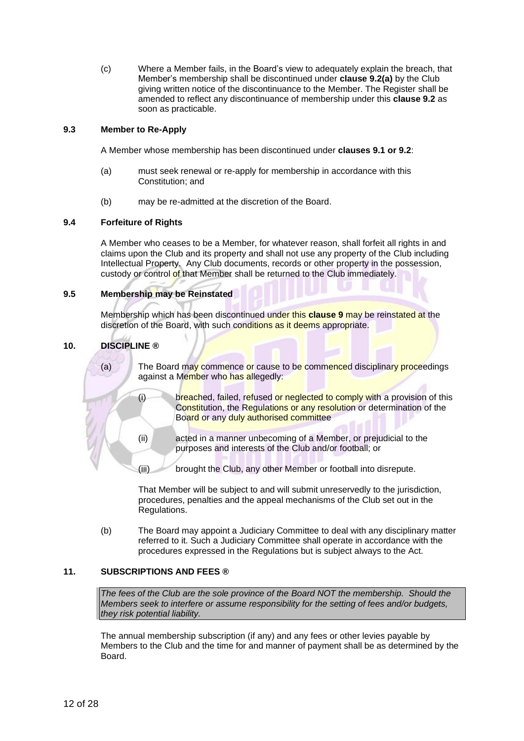(c) Where a Member fails, in the Board's view to adequately explain the breach, that Member's membership shall be discontinued under **clause 9.2(a)** by the Club giving written notice of the discontinuance to the Member. The Register shall be amended to reflect any discontinuance of membership under this **clause 9.2** as soon as practicable.

### 9.3 Member to Re-Apply

A Member whose membership has been discontinued under **clauses 9.1 or 9.2**:

(a) must seek renewal or re-apply for membership in accordance with this Constitution; and

(b) may be re-admitted at the discretion of the Board.

### 9.4 Forfeiture of Rights

A Member who ceases to be a Member, for whatever reason, shall forfeit all rights in and claims upon the Club and its property and shall not use any property of the Club including Intellectual Property. Any Club documents, records or other property in the possession, custody or control of that Member shall be returned to the Club immediately.

### 9.5 Membership may be Reinstated

Membership which has been discontinued under this **clause 9** may be reinstated at the discretion of the Board, with such conditions as it deems appropriate.

## 10. DISCIPLINE ®

(a) The Board may commence or cause to be commenced disciplinary proceedings against a Member who has allegedly:

(i) breached, failed, refused or neglected to comply with a provision of this Constitution, the Regulations or any resolution or determination of the Board or any duly authorised committee

(ii) acted in a manner unbecoming of a Member, or prejudicial to the purposes and interests of the Club and/or football; or

(iii) brought the Club, any other Member or football into disrepute.

That Member will be subject to and will submit unreservedly to the jurisdiction, procedures, penalties and the appeal mechanisms of the Club set out in the Regulations.

(b) The Board may appoint a Judiciary Committee to deal with any disciplinary matter referred to it. Such a Judiciary Committee shall operate in accordance with the procedures expressed in the Regulations but is subject always to the Act.

## 11. SUBSCRIPTIONS AND FEES ®

*The fees of the Club are the sole province of the Board NOT the membership. Should the Members seek to interfere or assume responsibility for the setting of fees and/or budgets, they risk potential liability.*

The annual membership subscription (if any) and any fees or other levies payable by Members to the Club and the time for and manner of payment shall be as determined by the Board.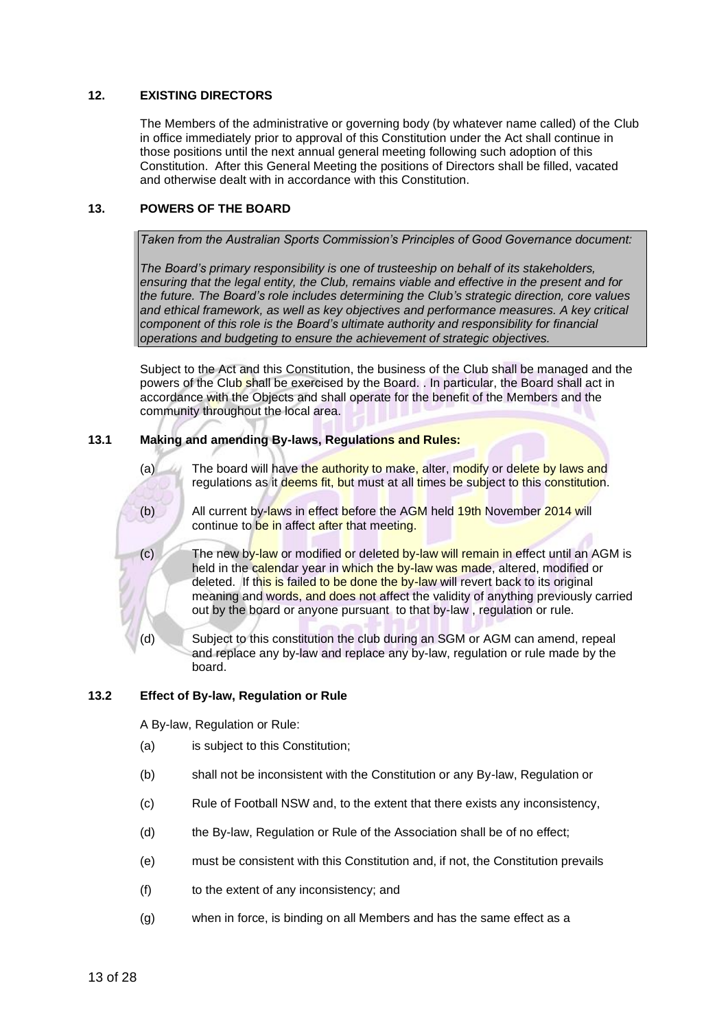## 12. EXISTING DIRECTORS

The Members of the administrative or governing body (by whatever name called) of the Club in office immediately prior to approval of this Constitution under the Act shall continue in those positions until the next annual general meeting following such adoption of this Constitution. After this General Meeting the positions of Directors shall be filled, vacated and otherwise dealt with in accordance with this Constitution.

## 13. POWERS OF THE BOARD

*Taken from the Australian Sports Commission's Principles of Good Governance document:*

*The Board's primary responsibility is one of trusteeship on behalf of its stakeholders, ensuring that the legal entity, the Club, remains viable and effective in the present and for the future. The Board's role includes determining the Club's strategic direction, core values and ethical framework, as well as key objectives and performance measures. A key critical component of this role is the Board's ultimate authority and responsibility for financial operations and budgeting to ensure the achievement of strategic objectives.*

Subject to the Act and this Constitution, the business of the Club shall be managed and the powers of the Club shall be exercised by the Board. . In particular, the Board shall act in accordance with the Objects and shall operate for the benefit of the Members and the community throughout the local area.

### 13.1 Making and amending By-laws, Regulations and Rules:

(a) The board will have the authority to make, alter, modify or delete by laws and regulations as it deems fit, but must at all times be subject to this constitution.

(b) All current by-laws in effect before the AGM held 19th November 2014 will continue to be in affect after that meeting.

(c) The new by-law or modified or deleted by-law will remain in effect until an AGM is held in the calendar year in which the by-law was made, altered, modified or deleted. If this is failed to be done the by-law will revert back to its original meaning and words, and does not affect the validity of anything previously carried out by the board or anyone pursuant to that by-law , regulation or rule.

(d) Subject to this constitution the club during an SGM or AGM can amend, repeal and replace any by-law and replace any by-law, regulation or rule made by the board.

### 13.2 Effect of By-law, Regulation or Rule

A By-law, Regulation or Rule:

(a) is subject to this Constitution;

(b) shall not be inconsistent with the Constitution or any By-law, Regulation or

(c) Rule of Football NSW and, to the extent that there exists any inconsistency,

(d) the By-law, Regulation or Rule of the Association shall be of no effect;

(e) must be consistent with this Constitution and, if not, the Constitution prevails

(f) to the extent of any inconsistency; and

(g) when in force, is binding on all Members and has the same effect as a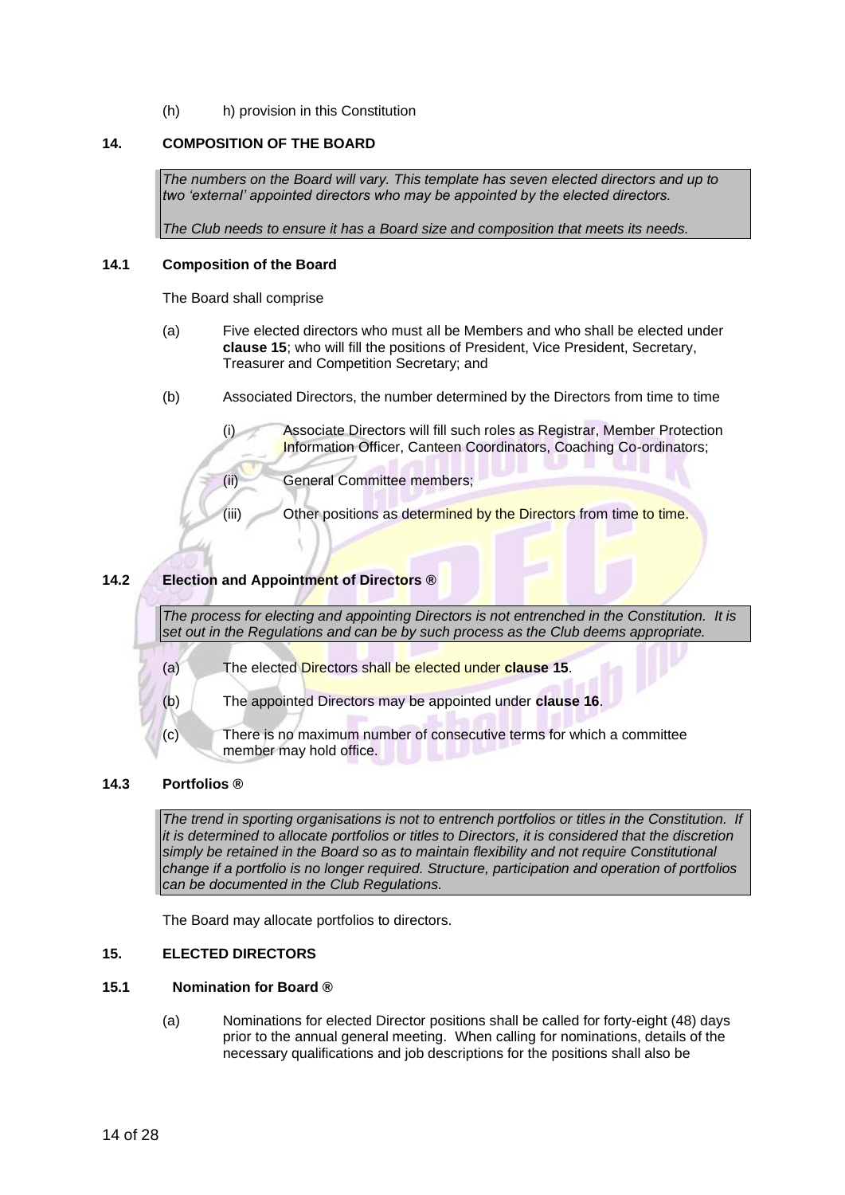(h) h) provision in this Constitution

## 14. COMPOSITION OF THE BOARD

> *The numbers on the Board will vary. This template has seven elected directors and up to two 'external' appointed directors who may be appointed by the elected directors.*
>
> *The Club needs to ensure it has a Board size and composition that meets its needs.*

### 14.1 Composition of the Board

The Board shall comprise

(a) Five elected directors who must all be Members and who shall be elected under **clause 15**; who will fill the positions of President, Vice President, Secretary, Treasurer and Competition Secretary; and

(b) Associated Directors, the number determined by the Directors from time to time

(i) Associate Directors will fill such roles as Registrar, Member Protection Information Officer, Canteen Coordinators, Coaching Co-ordinators;

(ii) General Committee members;

(iii) Other positions as determined by the Directors from time to time.

### 14.2 Election and Appointment of Directors ®

> *The process for electing and appointing Directors is not entrenched in the Constitution. It is set out in the Regulations and can be by such process as the Club deems appropriate.*

(a) The elected Directors shall be elected under **clause 15**.

(b) The appointed Directors may be appointed under **clause 16**.

(c) There is no maximum number of consecutive terms for which a committee member may hold office.

### 14.3 Portfolios ®

> *The trend in sporting organisations is not to entrench portfolios or titles in the Constitution. If it is determined to allocate portfolios or titles to Directors, it is considered that the discretion simply be retained in the Board so as to maintain flexibility and not require Constitutional change if a portfolio is no longer required. Structure, participation and operation of portfolios can be documented in the Club Regulations.*

The Board may allocate portfolios to directors.

## 15. ELECTED DIRECTORS

### 15.1 Nomination for Board ®

(a) Nominations for elected Director positions shall be called for forty-eight (48) days prior to the annual general meeting. When calling for nominations, details of the necessary qualifications and job descriptions for the positions shall also be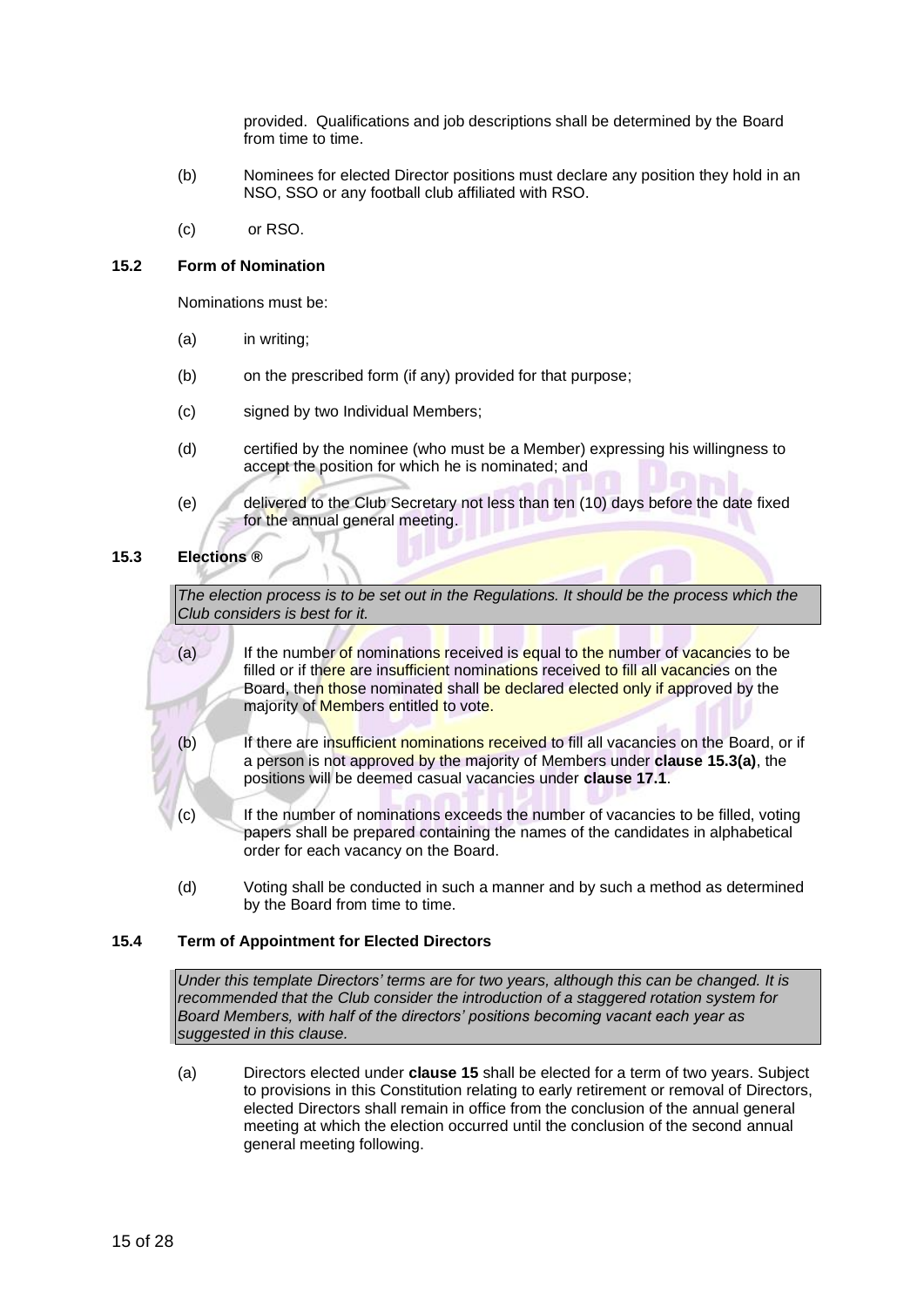provided. Qualifications and job descriptions shall be determined by the Board from time to time.

(b) Nominees for elected Director positions must declare any position they hold in an NSO, SSO or any football club affiliated with RSO.

(c) or RSO.

### 15.2 Form of Nomination

Nominations must be:

(a) in writing;

(b) on the prescribed form (if any) provided for that purpose;

(c) signed by two Individual Members;

(d) certified by the nominee (who must be a Member) expressing his willingness to accept the position for which he is nominated; and

(e) delivered to the Club Secretary not less than ten (10) days before the date fixed for the annual general meeting.

### 15.3 Elections ®

*The election process is to be set out in the Regulations. It should be the process which the Club considers is best for it.*

(a) If the number of nominations received is equal to the number of vacancies to be filled or if there are insufficient nominations received to fill all vacancies on the Board, then those nominated shall be declared elected only if approved by the majority of Members entitled to vote.

(b) If there are insufficient nominations received to fill all vacancies on the Board, or if a person is not approved by the majority of Members under **clause 15.3(a)**, the positions will be deemed casual vacancies under **clause 17.1**.

(c) If the number of nominations exceeds the number of vacancies to be filled, voting papers shall be prepared containing the names of the candidates in alphabetical order for each vacancy on the Board.

(d) Voting shall be conducted in such a manner and by such a method as determined by the Board from time to time.

### 15.4 Term of Appointment for Elected Directors

*Under this template Directors' terms are for two years, although this can be changed. It is recommended that the Club consider the introduction of a staggered rotation system for Board Members, with half of the directors' positions becoming vacant each year as suggested in this clause.*

(a) Directors elected under **clause 15** shall be elected for a term of two years. Subject to provisions in this Constitution relating to early retirement or removal of Directors, elected Directors shall remain in office from the conclusion of the annual general meeting at which the election occurred until the conclusion of the second annual general meeting following.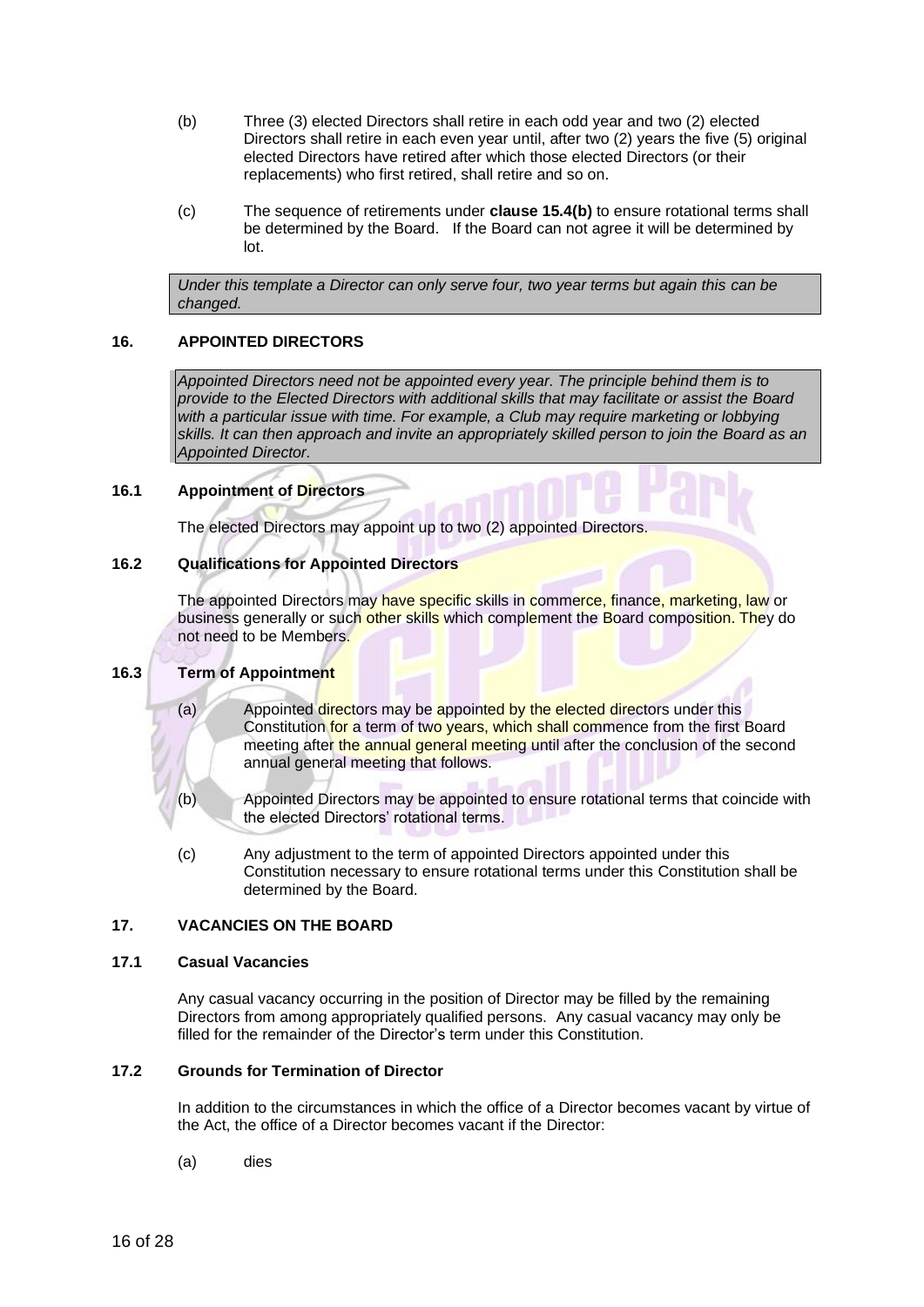(b) Three (3) elected Directors shall retire in each odd year and two (2) elected Directors shall retire in each even year until, after two (2) years the five (5) original elected Directors have retired after which those elected Directors (or their replacements) who first retired, shall retire and so on.

(c) The sequence of retirements under **clause 15.4(b)** to ensure rotational terms shall be determined by the Board. If the Board can not agree it will be determined by lot.

*Under this template a Director can only serve four, two year terms but again this can be changed.*

## 16. APPOINTED DIRECTORS

*Appointed Directors need not be appointed every year. The principle behind them is to provide to the Elected Directors with additional skills that may facilitate or assist the Board with a particular issue with time. For example, a Club may require marketing or lobbying skills. It can then approach and invite an appropriately skilled person to join the Board as an Appointed Director.*

### 16.1 Appointment of Directors

The elected Directors may appoint up to two (2) appointed Directors.

### 16.2 Qualifications for Appointed Directors

The appointed Directors may have specific skills in commerce, finance, marketing, law or business generally or such other skills which complement the Board composition. They do not need to be Members.

### 16.3 Term of Appointment

(a) Appointed directors may be appointed by the elected directors under this Constitution for a term of two years, which shall commence from the first Board meeting after the annual general meeting until after the conclusion of the second annual general meeting that follows.

(b) Appointed Directors may be appointed to ensure rotational terms that coincide with the elected Directors' rotational terms.

(c) Any adjustment to the term of appointed Directors appointed under this Constitution necessary to ensure rotational terms under this Constitution shall be determined by the Board.

## 17. VACANCIES ON THE BOARD

### 17.1 Casual Vacancies

Any casual vacancy occurring in the position of Director may be filled by the remaining Directors from among appropriately qualified persons. Any casual vacancy may only be filled for the remainder of the Director's term under this Constitution.

### 17.2 Grounds for Termination of Director

In addition to the circumstances in which the office of a Director becomes vacant by virtue of the Act, the office of a Director becomes vacant if the Director:

(a) dies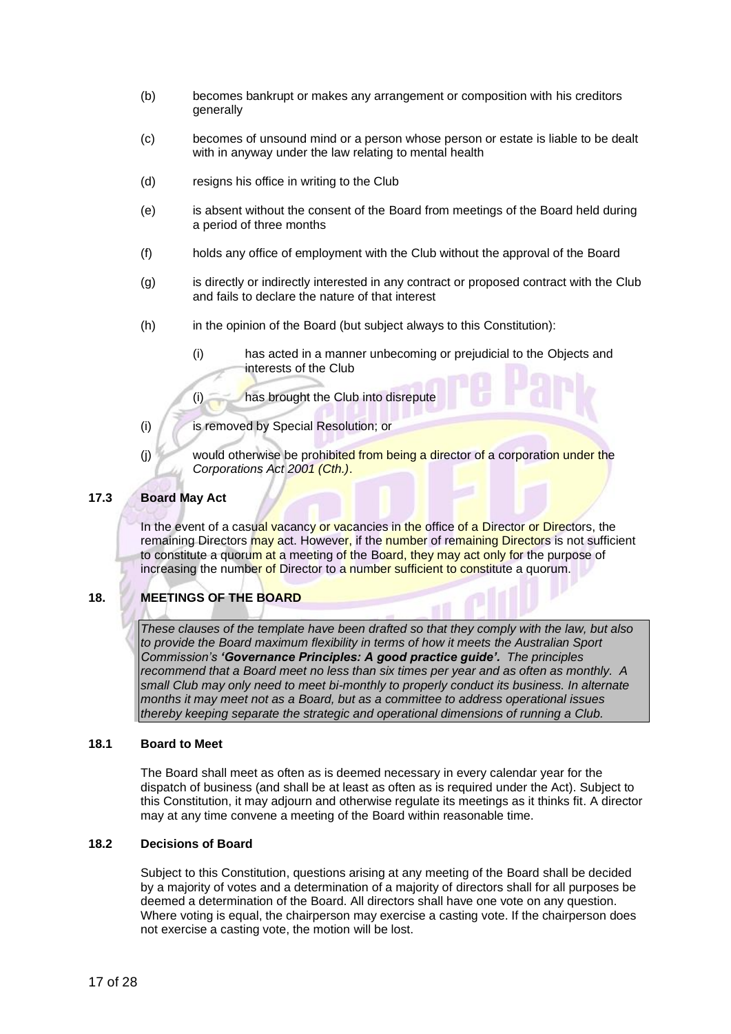(b) becomes bankrupt or makes any arrangement or composition with his creditors generally

(c) becomes of unsound mind or a person whose person or estate is liable to be dealt with in anyway under the law relating to mental health

(d) resigns his office in writing to the Club

(e) is absent without the consent of the Board from meetings of the Board held during a period of three months

(f) holds any office of employment with the Club without the approval of the Board

(g) is directly or indirectly interested in any contract or proposed contract with the Club and fails to declare the nature of that interest

(h) in the opinion of the Board (but subject always to this Constitution):

    (i) has acted in a manner unbecoming or prejudicial to the Objects and interests of the Club

    (i) has brought the Club into disrepute

(i) is removed by Special Resolution; or

(j) would otherwise be prohibited from being a director of a corporation under the *Corporations Act 2001 (Cth.)*.

### 17.3 Board May Act

In the event of a casual vacancy or vacancies in the office of a Director or Directors, the remaining Directors may act. However, if the number of remaining Directors is not sufficient to constitute a quorum at a meeting of the Board, they may act only for the purpose of increasing the number of Director to a number sufficient to constitute a quorum.

## 18. MEETINGS OF THE BOARD

> *These clauses of the template have been drafted so that they comply with the law, but also to provide the Board maximum flexibility in terms of how it meets the Australian Sport Commission's **'Governance Principles: A good practice guide'.** The principles recommend that a Board meet no less than six times per year and as often as monthly. A small Club may only need to meet bi-monthly to properly conduct its business. In alternate months it may meet not as a Board, but as a committee to address operational issues thereby keeping separate the strategic and operational dimensions of running a Club.*

### 18.1 Board to Meet

The Board shall meet as often as is deemed necessary in every calendar year for the dispatch of business (and shall be at least as often as is required under the Act). Subject to this Constitution, it may adjourn and otherwise regulate its meetings as it thinks fit. A director may at any time convene a meeting of the Board within reasonable time.

### 18.2 Decisions of Board

Subject to this Constitution, questions arising at any meeting of the Board shall be decided by a majority of votes and a determination of a majority of directors shall for all purposes be deemed a determination of the Board. All directors shall have one vote on any question. Where voting is equal, the chairperson may exercise a casting vote. If the chairperson does not exercise a casting vote, the motion will be lost.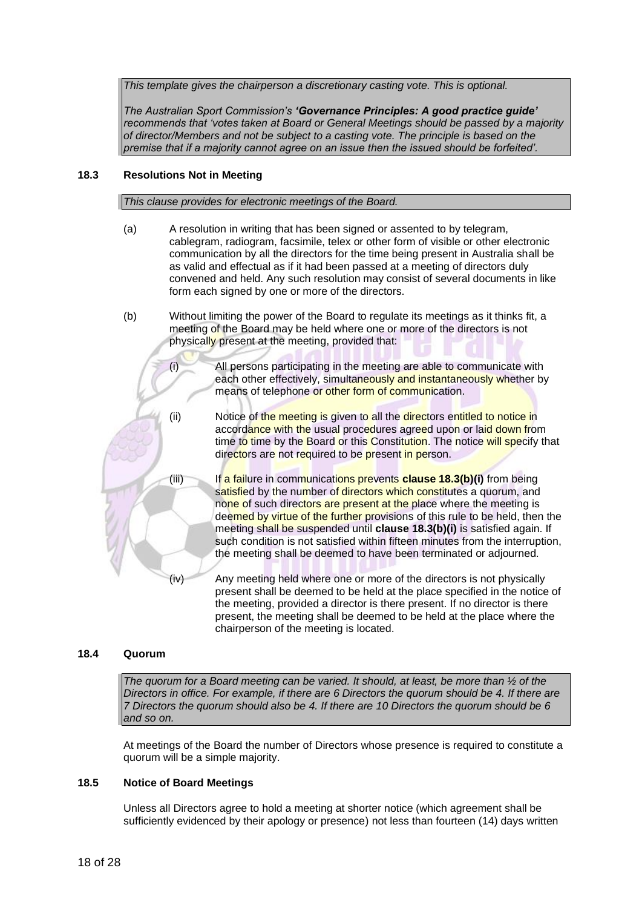*This template gives the chairperson a discretionary casting vote. This is optional.*

*The Australian Sport Commission's **'Governance Principles: A good practice guide'** recommends that 'votes taken at Board or General Meetings should be passed by a majority of director/Members and not be subject to a casting vote. The principle is based on the premise that if a majority cannot agree on an issue then the issued should be forfeited'.*

### 18.3 Resolutions Not in Meeting

*This clause provides for electronic meetings of the Board.*

(a) A resolution in writing that has been signed or assented to by telegram, cablegram, radiogram, facsimile, telex or other form of visible or other electronic communication by all the directors for the time being present in Australia shall be as valid and effectual as if it had been passed at a meeting of directors duly convened and held. Any such resolution may consist of several documents in like form each signed by one or more of the directors.

(b) Without limiting the power of the Board to regulate its meetings as it thinks fit, a meeting of the Board may be held where one or more of the directors is not physically present at the meeting, provided that:

(i) All persons participating in the meeting are able to communicate with each other effectively, simultaneously and instantaneously whether by means of telephone or other form of communication.

(ii) Notice of the meeting is given to all the directors entitled to notice in accordance with the usual procedures agreed upon or laid down from time to time by the Board or this Constitution. The notice will specify that directors are not required to be present in person.

(iii) If a failure in communications prevents **clause 18.3(b)(i)** from being satisfied by the number of directors which constitutes a quorum, and none of such directors are present at the place where the meeting is deemed by virtue of the further provisions of this rule to be held, then the meeting shall be suspended until **clause 18.3(b)(i)** is satisfied again. If such condition is not satisfied within fifteen minutes from the interruption, the meeting shall be deemed to have been terminated or adjourned.

(iv) Any meeting held where one or more of the directors is not physically present shall be deemed to be held at the place specified in the notice of the meeting, provided a director is there present. If no director is there present, the meeting shall be deemed to be held at the place where the chairperson of the meeting is located.

### 18.4 Quorum

*The quorum for a Board meeting can be varied. It should, at least, be more than ½ of the Directors in office. For example, if there are 6 Directors the quorum should be 4. If there are 7 Directors the quorum should also be 4. If there are 10 Directors the quorum should be 6 and so on.*

At meetings of the Board the number of Directors whose presence is required to constitute a quorum will be a simple majority.

### 18.5 Notice of Board Meetings

Unless all Directors agree to hold a meeting at shorter notice (which agreement shall be sufficiently evidenced by their apology or presence) not less than fourteen (14) days written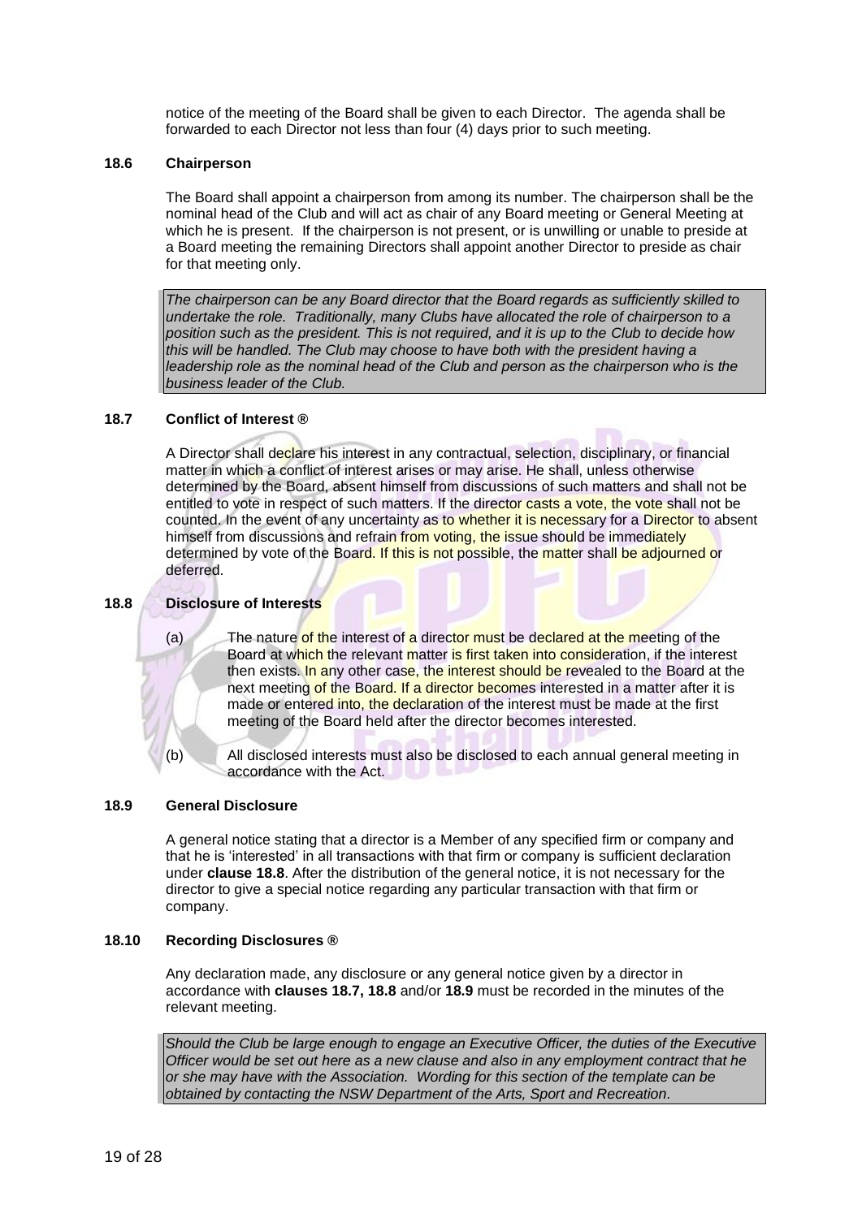notice of the meeting of the Board shall be given to each Director. The agenda shall be forwarded to each Director not less than four (4) days prior to such meeting.

### 18.6 Chairperson

The Board shall appoint a chairperson from among its number. The chairperson shall be the nominal head of the Club and will act as chair of any Board meeting or General Meeting at which he is present. If the chairperson is not present, or is unwilling or unable to preside at a Board meeting the remaining Directors shall appoint another Director to preside as chair for that meeting only.

*The chairperson can be any Board director that the Board regards as sufficiently skilled to undertake the role. Traditionally, many Clubs have allocated the role of chairperson to a position such as the president. This is not required, and it is up to the Club to decide how this will be handled. The Club may choose to have both with the president having a leadership role as the nominal head of the Club and person as the chairperson who is the business leader of the Club.*

### 18.7 Conflict of Interest ®

A Director shall declare his interest in any contractual, selection, disciplinary, or financial matter in which a conflict of interest arises or may arise. He shall, unless otherwise determined by the Board, absent himself from discussions of such matters and shall not be entitled to vote in respect of such matters. If the director casts a vote, the vote shall not be counted. In the event of any uncertainty as to whether it is necessary for a Director to absent himself from discussions and refrain from voting, the issue should be immediately determined by vote of the Board. If this is not possible, the matter shall be adjourned or deferred.

### 18.8 Disclosure of Interests

(a) The nature of the interest of a director must be declared at the meeting of the Board at which the relevant matter is first taken into consideration, if the interest then exists. In any other case, the interest should be revealed to the Board at the next meeting of the Board. If a director becomes interested in a matter after it is made or entered into, the declaration of the interest must be made at the first meeting of the Board held after the director becomes interested.

(b) All disclosed interests must also be disclosed to each annual general meeting in accordance with the Act.

### 18.9 General Disclosure

A general notice stating that a director is a Member of any specified firm or company and that he is 'interested' in all transactions with that firm or company is sufficient declaration under **clause 18.8**. After the distribution of the general notice, it is not necessary for the director to give a special notice regarding any particular transaction with that firm or company.

### 18.10 Recording Disclosures ®

Any declaration made, any disclosure or any general notice given by a director in accordance with **clauses 18.7, 18.8** and/or **18.9** must be recorded in the minutes of the relevant meeting.

*Should the Club be large enough to engage an Executive Officer, the duties of the Executive Officer would be set out here as a new clause and also in any employment contract that he or she may have with the Association. Wording for this section of the template can be obtained by contacting the NSW Department of the Arts, Sport and Recreation.*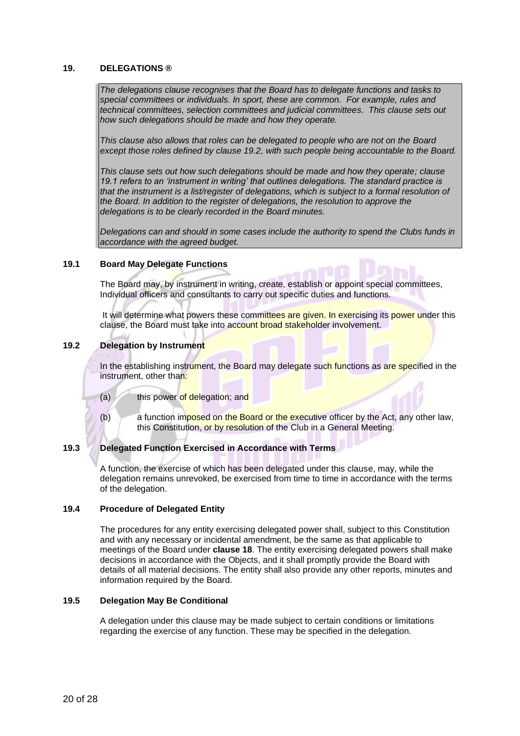## 19. DELEGATIONS ®

> *The delegations clause recognises that the Board has to delegate functions and tasks to special committees or individuals. In sport, these are common. For example, rules and technical committees, selection committees and judicial committees. This clause sets out how such delegations should be made and how they operate.*
>
> *This clause also allows that roles can be delegated to people who are not on the Board except those roles defined by clause 19.2, with such people being accountable to the Board.*
>
> *This clause sets out how such delegations should be made and how they operate; clause 19.1 refers to an 'instrument in writing' that outlines delegations. The standard practice is that the instrument is a list/register of delegations, which is subject to a formal resolution of the Board. In addition to the register of delegations, the resolution to approve the delegations is to be clearly recorded in the Board minutes.*
>
> *Delegations can and should in some cases include the authority to spend the Clubs funds in accordance with the agreed budget.*

### 19.1 Board May Delegate Functions

The Board may, by instrument in writing, create, establish or appoint special committees, Individual officers and consultants to carry out specific duties and functions.

It will determine what powers these committees are given. In exercising its power under this clause, the Board must take into account broad stakeholder involvement.

### 19.2 Delegation by Instrument

In the establishing instrument, the Board may delegate such functions as are specified in the instrument, other than:

(a) this power of delegation; and

(b) a function imposed on the Board or the executive officer by the Act, any other law, this Constitution, or by resolution of the Club in a General Meeting.

### 19.3 Delegated Function Exercised in Accordance with Terms

A function, the exercise of which has been delegated under this clause, may, while the delegation remains unrevoked, be exercised from time to time in accordance with the terms of the delegation.

### 19.4 Procedure of Delegated Entity

The procedures for any entity exercising delegated power shall, subject to this Constitution and with any necessary or incidental amendment, be the same as that applicable to meetings of the Board under **clause 18**. The entity exercising delegated powers shall make decisions in accordance with the Objects, and it shall promptly provide the Board with details of all material decisions. The entity shall also provide any other reports, minutes and information required by the Board.

### 19.5 Delegation May Be Conditional

A delegation under this clause may be made subject to certain conditions or limitations regarding the exercise of any function. These may be specified in the delegation.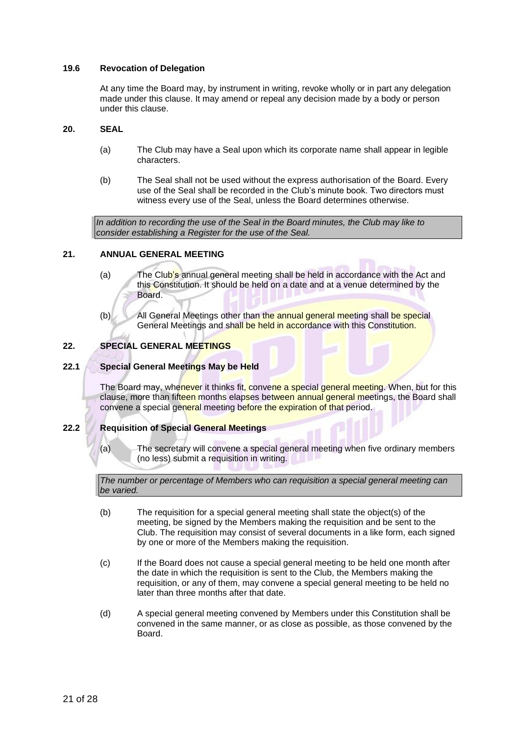### 19.6 Revocation of Delegation

At any time the Board may, by instrument in writing, revoke wholly or in part any delegation made under this clause. It may amend or repeal any decision made by a body or person under this clause.

## 20. SEAL

(a) The Club may have a Seal upon which its corporate name shall appear in legible characters.

(b) The Seal shall not be used without the express authorisation of the Board. Every use of the Seal shall be recorded in the Club's minute book. Two directors must witness every use of the Seal, unless the Board determines otherwise.

*In addition to recording the use of the Seal in the Board minutes, the Club may like to consider establishing a Register for the use of the Seal.*

## 21. ANNUAL GENERAL MEETING

(a) The Club's annual general meeting shall be held in accordance with the Act and this Constitution. It should be held on a date and at a venue determined by the Board.

(b) All General Meetings other than the annual general meeting shall be special General Meetings and shall be held in accordance with this Constitution.

## 22. SPECIAL GENERAL MEETINGS

### 22.1 Special General Meetings May be Held

The Board may, whenever it thinks fit, convene a special general meeting. When, but for this clause, more than fifteen months elapses between annual general meetings, the Board shall convene a special general meeting before the expiration of that period.

### 22.2 Requisition of Special General Meetings

(a) The secretary will convene a special general meeting when five ordinary members (no less) submit a requisition in writing.

*The number or percentage of Members who can requisition a special general meeting can be varied.*

(b) The requisition for a special general meeting shall state the object(s) of the meeting, be signed by the Members making the requisition and be sent to the Club. The requisition may consist of several documents in a like form, each signed by one or more of the Members making the requisition.

(c) If the Board does not cause a special general meeting to be held one month after the date in which the requisition is sent to the Club, the Members making the requisition, or any of them, may convene a special general meeting to be held no later than three months after that date.

(d) A special general meeting convened by Members under this Constitution shall be convened in the same manner, or as close as possible, as those convened by the Board.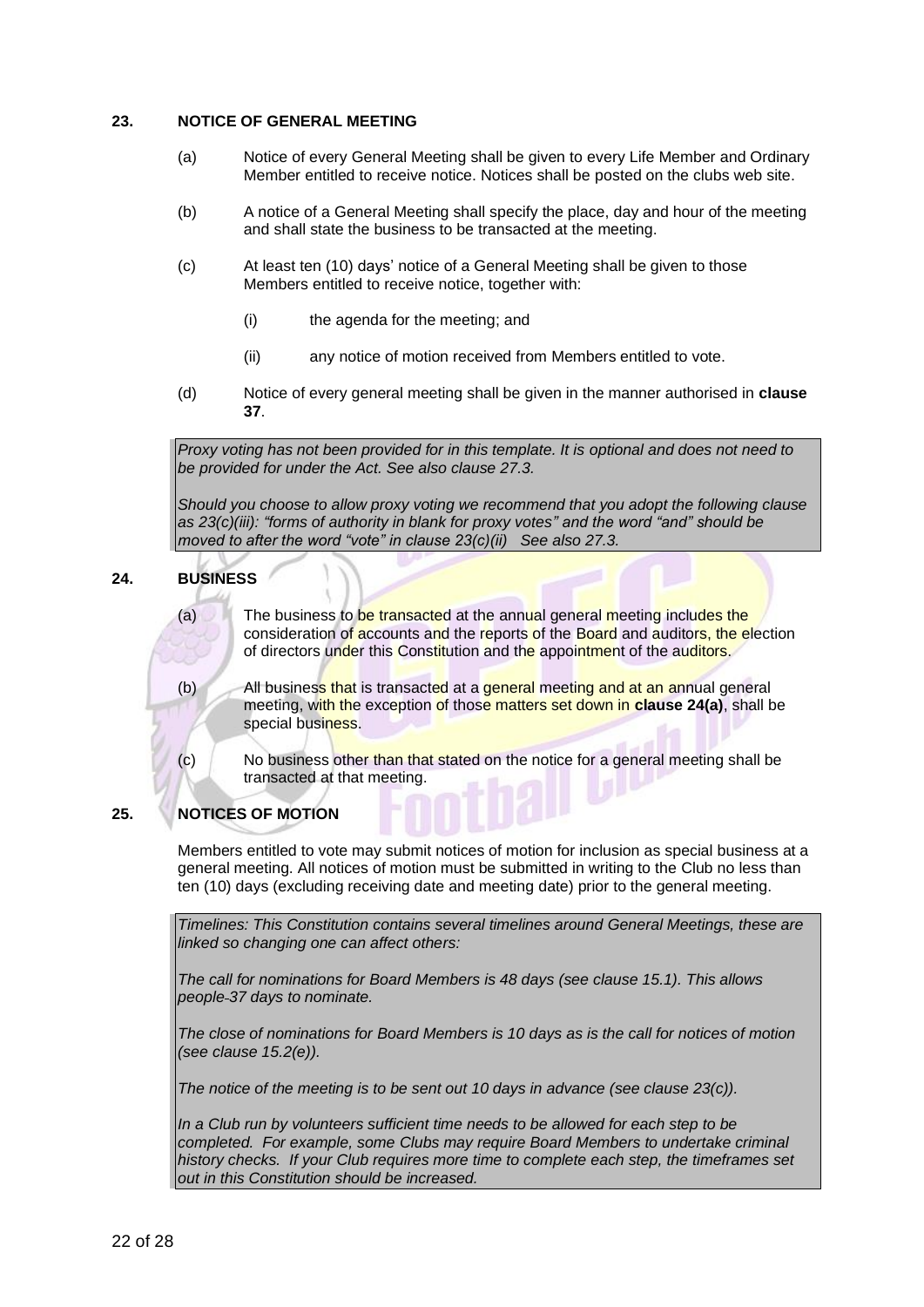## 23. NOTICE OF GENERAL MEETING

(a) Notice of every General Meeting shall be given to every Life Member and Ordinary Member entitled to receive notice. Notices shall be posted on the clubs web site.

(b) A notice of a General Meeting shall specify the place, day and hour of the meeting and shall state the business to be transacted at the meeting.

(c) At least ten (10) days' notice of a General Meeting shall be given to those Members entitled to receive notice, together with:

(i) the agenda for the meeting; and

(ii) any notice of motion received from Members entitled to vote.

(d) Notice of every general meeting shall be given in the manner authorised in **clause 37**.

> *Proxy voting has not been provided for in this template. It is optional and does not need to be provided for under the Act. See also clause 27.3.*
>
> *Should you choose to allow proxy voting we recommend that you adopt the following clause as 23(c)(iii): "forms of authority in blank for proxy votes" and the word "and" should be moved to after the word "vote" in clause 23(c)(ii) See also 27.3.*

## 24. BUSINESS

(a) The business to be transacted at the annual general meeting includes the consideration of accounts and the reports of the Board and auditors, the election of directors under this Constitution and the appointment of the auditors.

(b) All business that is transacted at a general meeting and at an annual general meeting, with the exception of those matters set down in **clause 24(a)**, shall be special business.

(c) No business other than that stated on the notice for a general meeting shall be transacted at that meeting.

## 25. NOTICES OF MOTION

Members entitled to vote may submit notices of motion for inclusion as special business at a general meeting. All notices of motion must be submitted in writing to the Club no less than ten (10) days (excluding receiving date and meeting date) prior to the general meeting.

> *Timelines: This Constitution contains several timelines around General Meetings, these are linked so changing one can affect others:*
>
> *The call for nominations for Board Members is 48 days (see clause 15.1). This allows people 37 days to nominate.*
>
> *The close of nominations for Board Members is 10 days as is the call for notices of motion (see clause 15.2(e)).*
>
> *The notice of the meeting is to be sent out 10 days in advance (see clause 23(c)).*
>
> *In a Club run by volunteers sufficient time needs to be allowed for each step to be completed. For example, some Clubs may require Board Members to undertake criminal history checks. If your Club requires more time to complete each step, the timeframes set out in this Constitution should be increased.*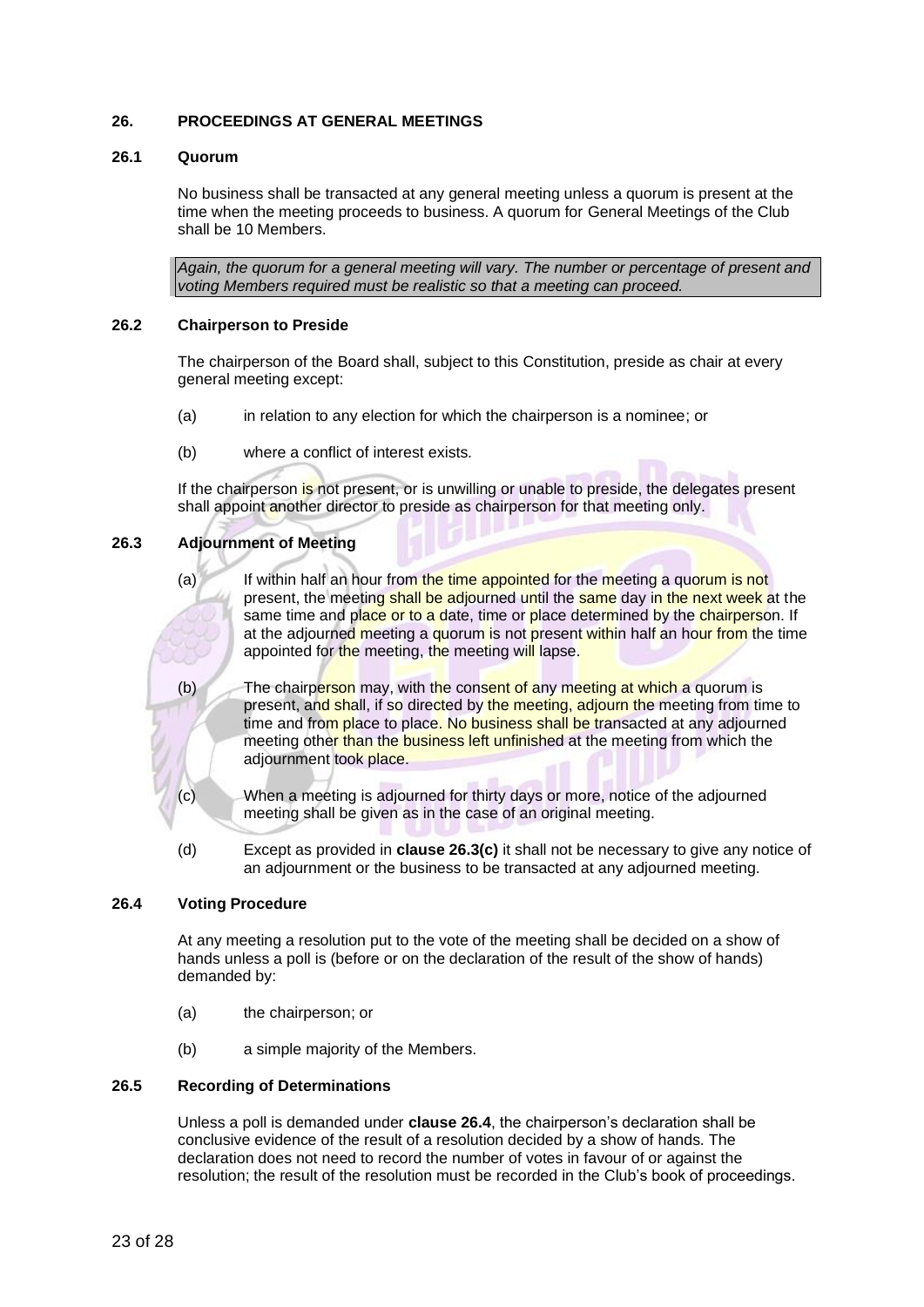## 26. PROCEEDINGS AT GENERAL MEETINGS

### 26.1 Quorum

No business shall be transacted at any general meeting unless a quorum is present at the time when the meeting proceeds to business. A quorum for General Meetings of the Club shall be 10 Members.

*Again, the quorum for a general meeting will vary. The number or percentage of present and voting Members required must be realistic so that a meeting can proceed.*

### 26.2 Chairperson to Preside

The chairperson of the Board shall, subject to this Constitution, preside as chair at every general meeting except:

(a) in relation to any election for which the chairperson is a nominee; or

(b) where a conflict of interest exists.

If the chairperson is not present, or is unwilling or unable to preside, the delegates present shall appoint another director to preside as chairperson for that meeting only.

### 26.3 Adjournment of Meeting

(a) If within half an hour from the time appointed for the meeting a quorum is not present, the meeting shall be adjourned until the same day in the next week at the same time and place or to a date, time or place determined by the chairperson. If at the adjourned meeting a quorum is not present within half an hour from the time appointed for the meeting, the meeting will lapse.

(b) The chairperson may, with the consent of any meeting at which a quorum is present, and shall, if so directed by the meeting, adjourn the meeting from time to time and from place to place. No business shall be transacted at any adjourned meeting other than the business left unfinished at the meeting from which the adjournment took place.

(c) When a meeting is adjourned for thirty days or more, notice of the adjourned meeting shall be given as in the case of an original meeting.

(d) Except as provided in **clause 26.3(c)** it shall not be necessary to give any notice of an adjournment or the business to be transacted at any adjourned meeting.

### 26.4 Voting Procedure

At any meeting a resolution put to the vote of the meeting shall be decided on a show of hands unless a poll is (before or on the declaration of the result of the show of hands) demanded by:

(a) the chairperson; or

(b) a simple majority of the Members.

### 26.5 Recording of Determinations

Unless a poll is demanded under **clause 26.4**, the chairperson's declaration shall be conclusive evidence of the result of a resolution decided by a show of hands. The declaration does not need to record the number of votes in favour of or against the resolution; the result of the resolution must be recorded in the Club's book of proceedings.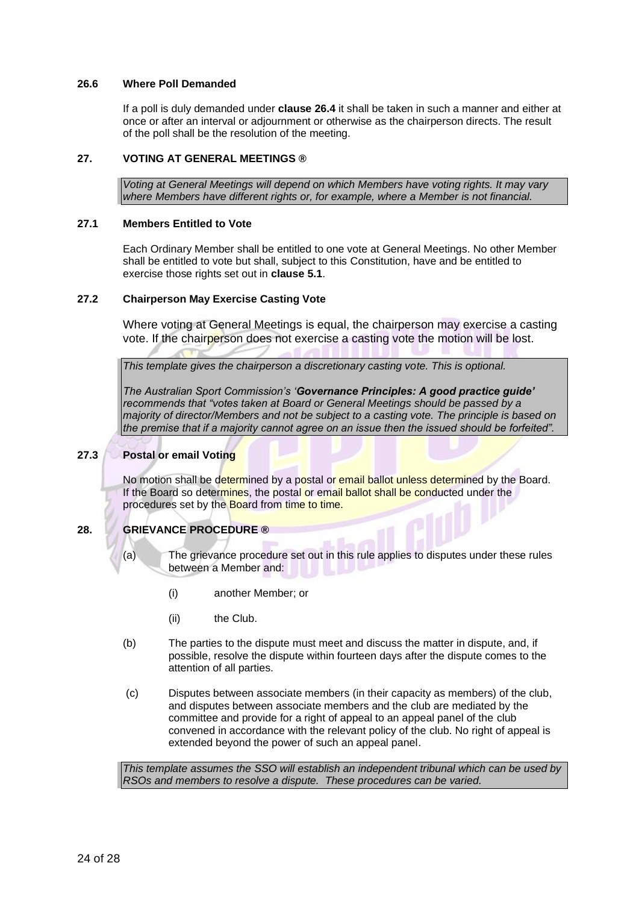### 26.6 Where Poll Demanded

If a poll is duly demanded under **clause 26.4** it shall be taken in such a manner and either at once or after an interval or adjournment or otherwise as the chairperson directs. The result of the poll shall be the resolution of the meeting.

## 27. VOTING AT GENERAL MEETINGS ®

*Voting at General Meetings will depend on which Members have voting rights. It may vary where Members have different rights or, for example, where a Member is not financial.*

### 27.1 Members Entitled to Vote

Each Ordinary Member shall be entitled to one vote at General Meetings. No other Member shall be entitled to vote but shall, subject to this Constitution, have and be entitled to exercise those rights set out in **clause 5.1**.

### 27.2 Chairperson May Exercise Casting Vote

Where voting at General Meetings is equal, the chairperson may exercise a casting vote. If the chairperson does not exercise a casting vote the motion will be lost.

*This template gives the chairperson a discretionary casting vote. This is optional.*

*The Australian Sport Commission's '**Governance Principles: A good practice guide'** recommends that "votes taken at Board or General Meetings should be passed by a majority of director/Members and not be subject to a casting vote. The principle is based on the premise that if a majority cannot agree on an issue then the issued should be forfeited".*

### 27.3 Postal or email Voting

No motion shall be determined by a postal or email ballot unless determined by the Board. If the Board so determines, the postal or email ballot shall be conducted under the procedures set by the Board from time to time.

## 28. GRIEVANCE PROCEDURE ®

(a) The grievance procedure set out in this rule applies to disputes under these rules between a Member and:

(i) another Member; or

(ii) the Club.

(b) The parties to the dispute must meet and discuss the matter in dispute, and, if possible, resolve the dispute within fourteen days after the dispute comes to the attention of all parties.

(c) Disputes between associate members (in their capacity as members) of the club, and disputes between associate members and the club are mediated by the committee and provide for a right of appeal to an appeal panel of the club convened in accordance with the relevant policy of the club. No right of appeal is extended beyond the power of such an appeal panel.

*This template assumes the SSO will establish an independent tribunal which can be used by RSOs and members to resolve a dispute. These procedures can be varied.*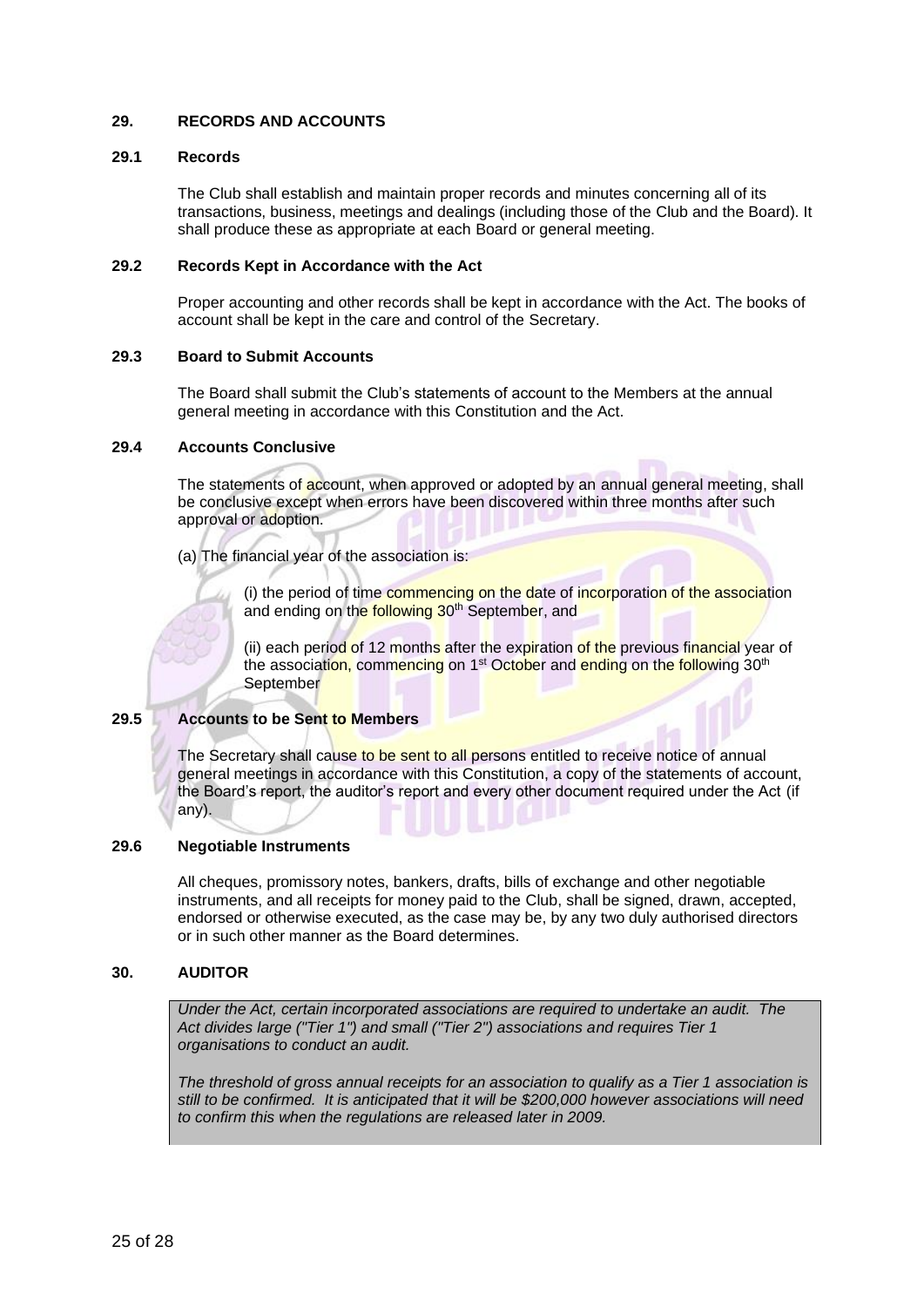## 29. RECORDS AND ACCOUNTS

### 29.1 Records

The Club shall establish and maintain proper records and minutes concerning all of its transactions, business, meetings and dealings (including those of the Club and the Board). It shall produce these as appropriate at each Board or general meeting.

### 29.2 Records Kept in Accordance with the Act

Proper accounting and other records shall be kept in accordance with the Act. The books of account shall be kept in the care and control of the Secretary.

### 29.3 Board to Submit Accounts

The Board shall submit the Club's statements of account to the Members at the annual general meeting in accordance with this Constitution and the Act.

### 29.4 Accounts Conclusive

The statements of account, when approved or adopted by an annual general meeting, shall be conclusive except when errors have been discovered within three months after such approval or adoption.

(a) The financial year of the association is:

(i) the period of time commencing on the date of incorporation of the association and ending on the following 30th September, and

(ii) each period of 12 months after the expiration of the previous financial year of the association, commencing on 1st October and ending on the following 30th September

### 29.5 Accounts to be Sent to Members

The Secretary shall cause to be sent to all persons entitled to receive notice of annual general meetings in accordance with this Constitution, a copy of the statements of account, the Board's report, the auditor's report and every other document required under the Act (if any).

### 29.6 Negotiable Instruments

All cheques, promissory notes, bankers, drafts, bills of exchange and other negotiable instruments, and all receipts for money paid to the Club, shall be signed, drawn, accepted, endorsed or otherwise executed, as the case may be, by any two duly authorised directors or in such other manner as the Board determines.

## 30. AUDITOR

*Under the Act, certain incorporated associations are required to undertake an audit. The Act divides large ("Tier 1") and small ("Tier 2") associations and requires Tier 1 organisations to conduct an audit.*

*The threshold of gross annual receipts for an association to qualify as a Tier 1 association is still to be confirmed. It is anticipated that it will be $200,000 however associations will need to confirm this when the regulations are released later in 2009.*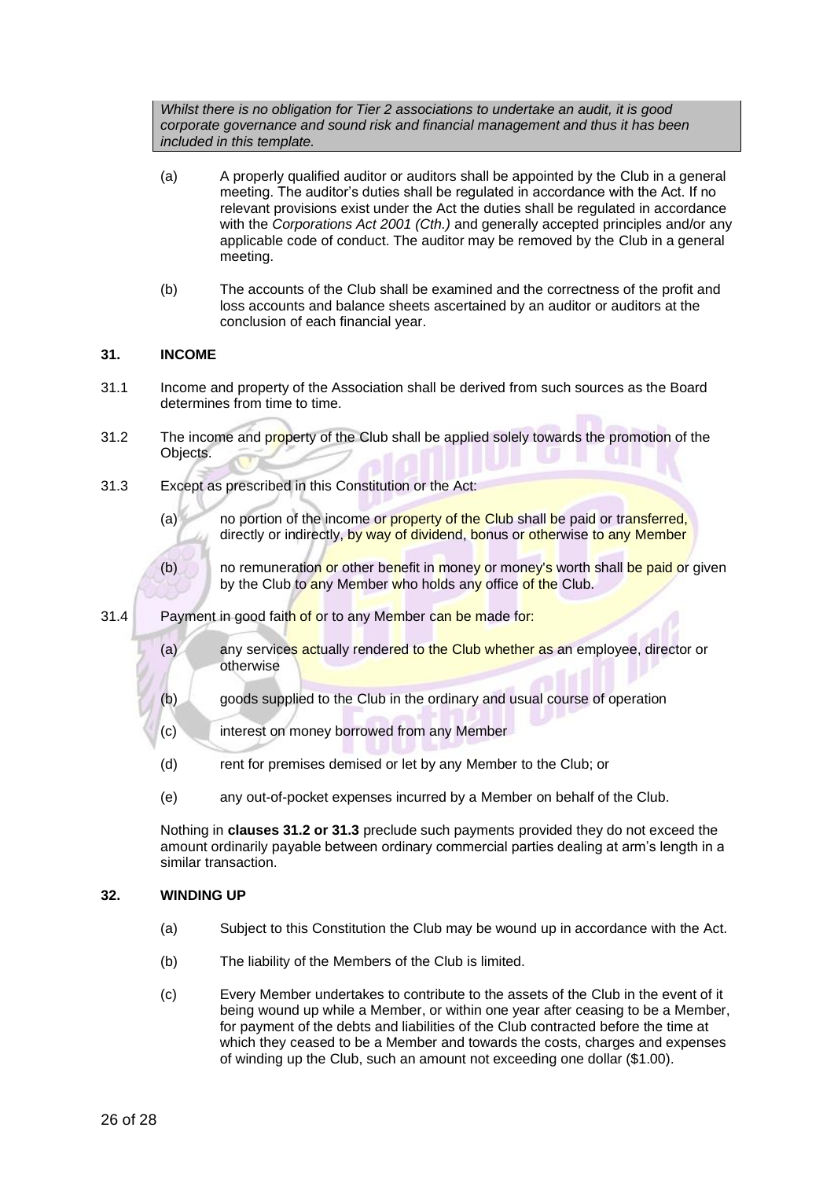*Whilst there is no obligation for Tier 2 associations to undertake an audit, it is good corporate governance and sound risk and financial management and thus it has been included in this template.*

(a) A properly qualified auditor or auditors shall be appointed by the Club in a general meeting. The auditor's duties shall be regulated in accordance with the Act. If no relevant provisions exist under the Act the duties shall be regulated in accordance with the *Corporations Act 2001 (Cth.)* and generally accepted principles and/or any applicable code of conduct. The auditor may be removed by the Club in a general meeting.

(b) The accounts of the Club shall be examined and the correctness of the profit and loss accounts and balance sheets ascertained by an auditor or auditors at the conclusion of each financial year.

## 31. INCOME

31.1 Income and property of the Association shall be derived from such sources as the Board determines from time to time.

31.2 The income and property of the Club shall be applied solely towards the promotion of the Objects.

31.3 Except as prescribed in this Constitution or the Act:

(a) no portion of the income or property of the Club shall be paid or transferred, directly or indirectly, by way of dividend, bonus or otherwise to any Member

(b) no remuneration or other benefit in money or money's worth shall be paid or given by the Club to any Member who holds any office of the Club.

31.4 Payment in good faith of or to any Member can be made for:

(a) any services actually rendered to the Club whether as an employee, director or otherwise

(b) goods supplied to the Club in the ordinary and usual course of operation

(c) interest on money borrowed from any Member

(d) rent for premises demised or let by any Member to the Club; or

(e) any out-of-pocket expenses incurred by a Member on behalf of the Club.

Nothing in **clauses 31.2 or 31.3** preclude such payments provided they do not exceed the amount ordinarily payable between ordinary commercial parties dealing at arm's length in a similar transaction.

## 32. WINDING UP

(a) Subject to this Constitution the Club may be wound up in accordance with the Act.

(b) The liability of the Members of the Club is limited.

(c) Every Member undertakes to contribute to the assets of the Club in the event of it being wound up while a Member, or within one year after ceasing to be a Member, for payment of the debts and liabilities of the Club contracted before the time at which they ceased to be a Member and towards the costs, charges and expenses of winding up the Club, such an amount not exceeding one dollar ($1.00).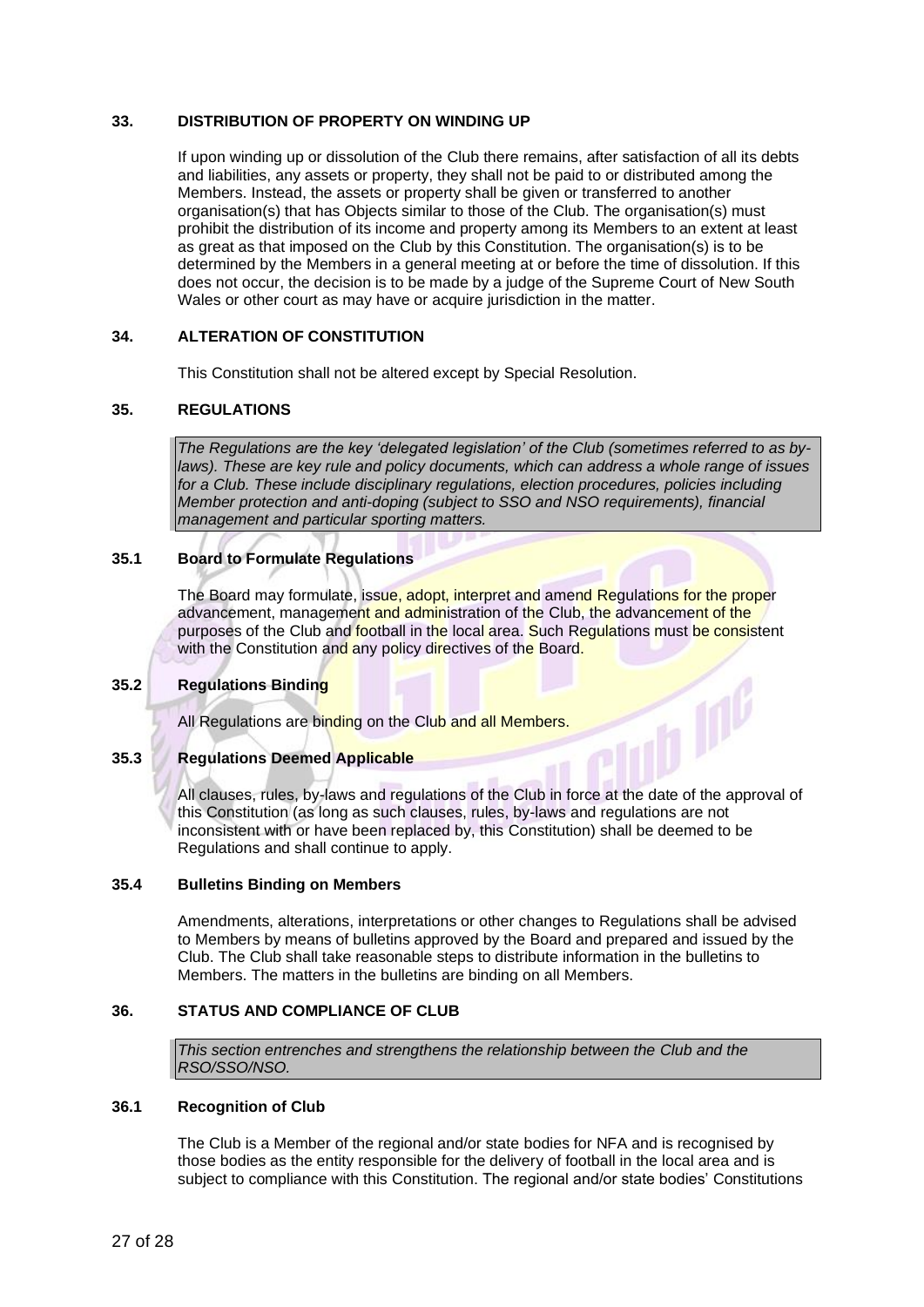## 33. DISTRIBUTION OF PROPERTY ON WINDING UP

If upon winding up or dissolution of the Club there remains, after satisfaction of all its debts and liabilities, any assets or property, they shall not be paid to or distributed among the Members. Instead, the assets or property shall be given or transferred to another organisation(s) that has Objects similar to those of the Club. The organisation(s) must prohibit the distribution of its income and property among its Members to an extent at least as great as that imposed on the Club by this Constitution. The organisation(s) is to be determined by the Members in a general meeting at or before the time of dissolution. If this does not occur, the decision is to be made by a judge of the Supreme Court of New South Wales or other court as may have or acquire jurisdiction in the matter.

## 34. ALTERATION OF CONSTITUTION

This Constitution shall not be altered except by Special Resolution.

## 35. REGULATIONS

> *The Regulations are the key 'delegated legislation' of the Club (sometimes referred to as by-laws). These are key rule and policy documents, which can address a whole range of issues for a Club. These include disciplinary regulations, election procedures, policies including Member protection and anti-doping (subject to SSO and NSO requirements), financial management and particular sporting matters.*

### 35.1 Board to Formulate Regulations

The Board may formulate, issue, adopt, interpret and amend Regulations for the proper advancement, management and administration of the Club, the advancement of the purposes of the Club and football in the local area. Such Regulations must be consistent with the Constitution and any policy directives of the Board.

### 35.2 Regulations Binding

All Regulations are binding on the Club and all Members.

### 35.3 Regulations Deemed Applicable

All clauses, rules, by-laws and regulations of the Club in force at the date of the approval of this Constitution (as long as such clauses, rules, by-laws and regulations are not inconsistent with or have been replaced by, this Constitution) shall be deemed to be Regulations and shall continue to apply.

### 35.4 Bulletins Binding on Members

Amendments, alterations, interpretations or other changes to Regulations shall be advised to Members by means of bulletins approved by the Board and prepared and issued by the Club. The Club shall take reasonable steps to distribute information in the bulletins to Members. The matters in the bulletins are binding on all Members.

## 36. STATUS AND COMPLIANCE OF CLUB

> *This section entrenches and strengthens the relationship between the Club and the RSO/SSO/NSO.*

### 36.1 Recognition of Club

The Club is a Member of the regional and/or state bodies for NFA and is recognised by those bodies as the entity responsible for the delivery of football in the local area and is subject to compliance with this Constitution. The regional and/or state bodies' Constitutions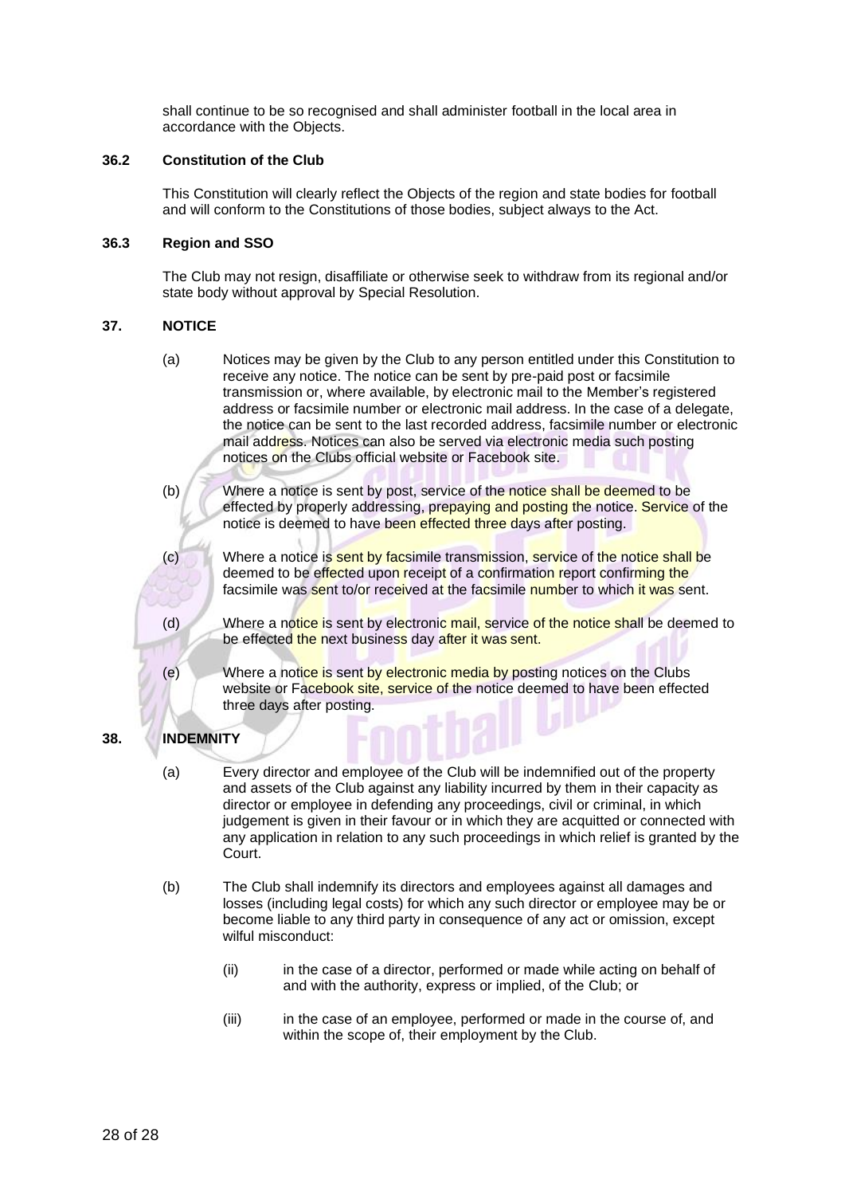shall continue to be so recognised and shall administer football in the local area in accordance with the Objects.

### 36.2 Constitution of the Club

This Constitution will clearly reflect the Objects of the region and state bodies for football and will conform to the Constitutions of those bodies, subject always to the Act.

### 36.3 Region and SSO

The Club may not resign, disaffiliate or otherwise seek to withdraw from its regional and/or state body without approval by Special Resolution.

## 37. NOTICE

(a) Notices may be given by the Club to any person entitled under this Constitution to receive any notice. The notice can be sent by pre-paid post or facsimile transmission or, where available, by electronic mail to the Member's registered address or facsimile number or electronic mail address. In the case of a delegate, the notice can be sent to the last recorded address, facsimile number or electronic mail address. Notices can also be served via electronic media such posting notices on the Clubs official website or Facebook site.

(b) Where a notice is sent by post, service of the notice shall be deemed to be effected by properly addressing, prepaying and posting the notice. Service of the notice is deemed to have been effected three days after posting.

(c) Where a notice is sent by facsimile transmission, service of the notice shall be deemed to be effected upon receipt of a confirmation report confirming the facsimile was sent to/or received at the facsimile number to which it was sent.

(d) Where a notice is sent by electronic mail, service of the notice shall be deemed to be effected the next business day after it was sent.

(e) Where a notice is sent by electronic media by posting notices on the Clubs website or Facebook site, service of the notice deemed to have been effected three days after posting.

## 38. INDEMNITY

(a) Every director and employee of the Club will be indemnified out of the property and assets of the Club against any liability incurred by them in their capacity as director or employee in defending any proceedings, civil or criminal, in which judgement is given in their favour or in which they are acquitted or connected with any application in relation to any such proceedings in which relief is granted by the Court.

(b) The Club shall indemnify its directors and employees against all damages and losses (including legal costs) for which any such director or employee may be or become liable to any third party in consequence of any act or omission, except wilful misconduct:

(ii) in the case of a director, performed or made while acting on behalf of and with the authority, express or implied, of the Club; or

(iii) in the case of an employee, performed or made in the course of, and within the scope of, their employment by the Club.